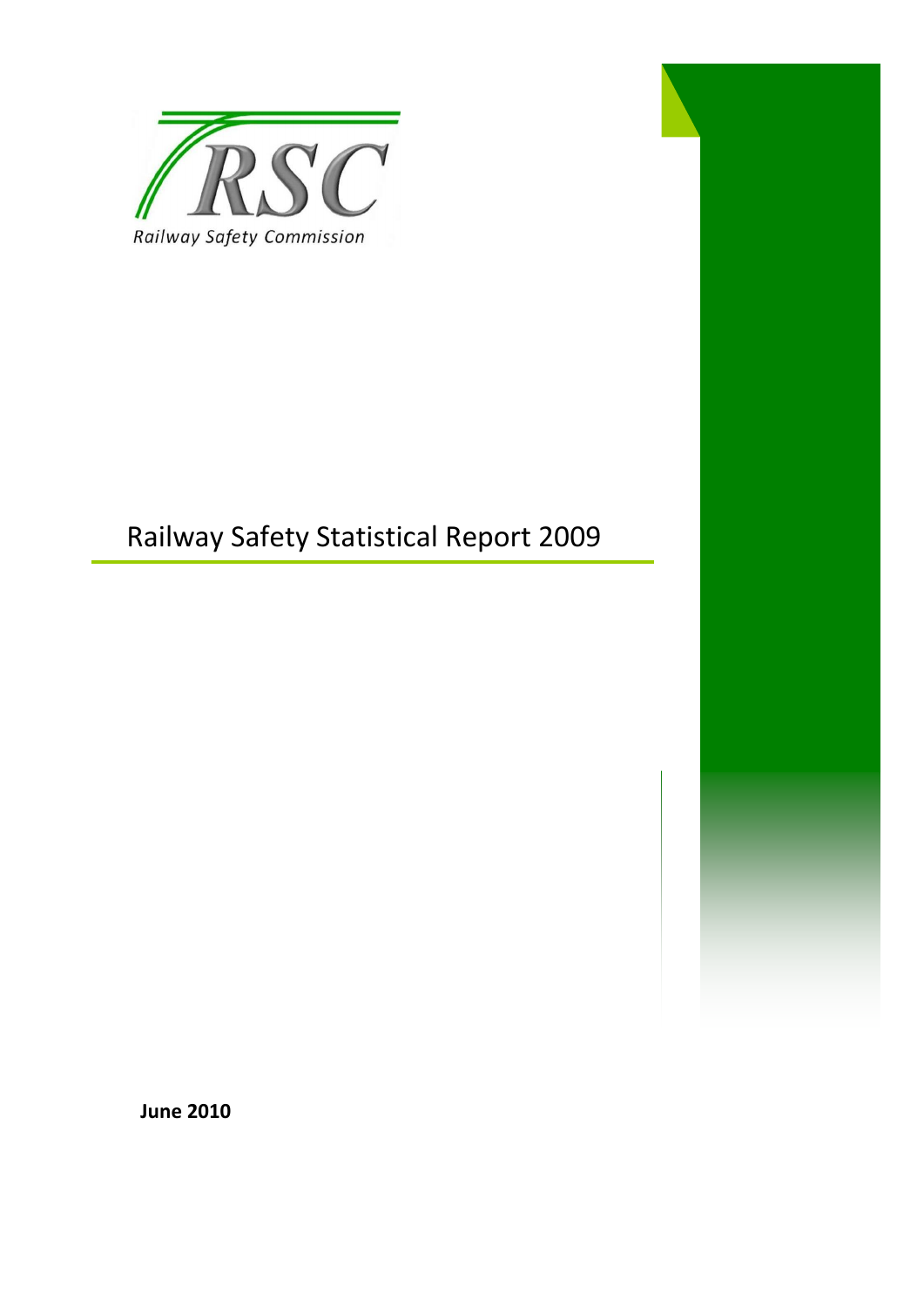RSC

Railway Safety Commission

# Railway Safety Statistical Report 2009

**June 2010**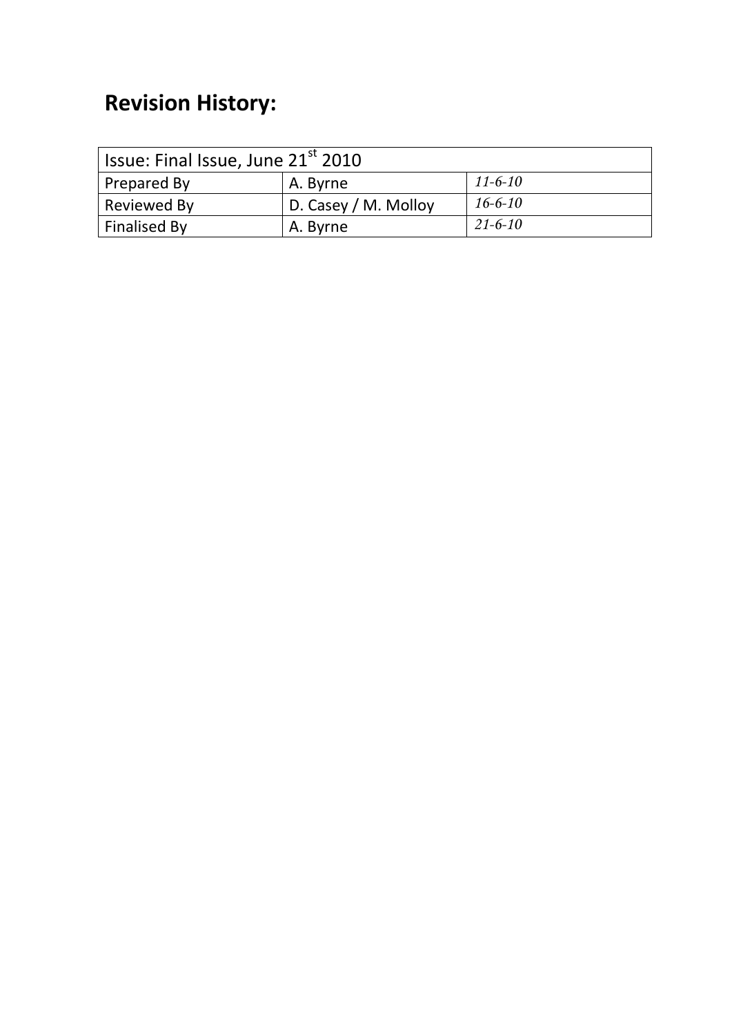## Revision History:

| Issue: Final Issue, June 21st 2010 | | |
|---|---|---|
| Prepared By | A. Byrne | *11-6-10* |
| Reviewed By | D. Casey / M. Molloy | *16-6-10* |
| Finalised By | A. Byrne | *21-6-10* |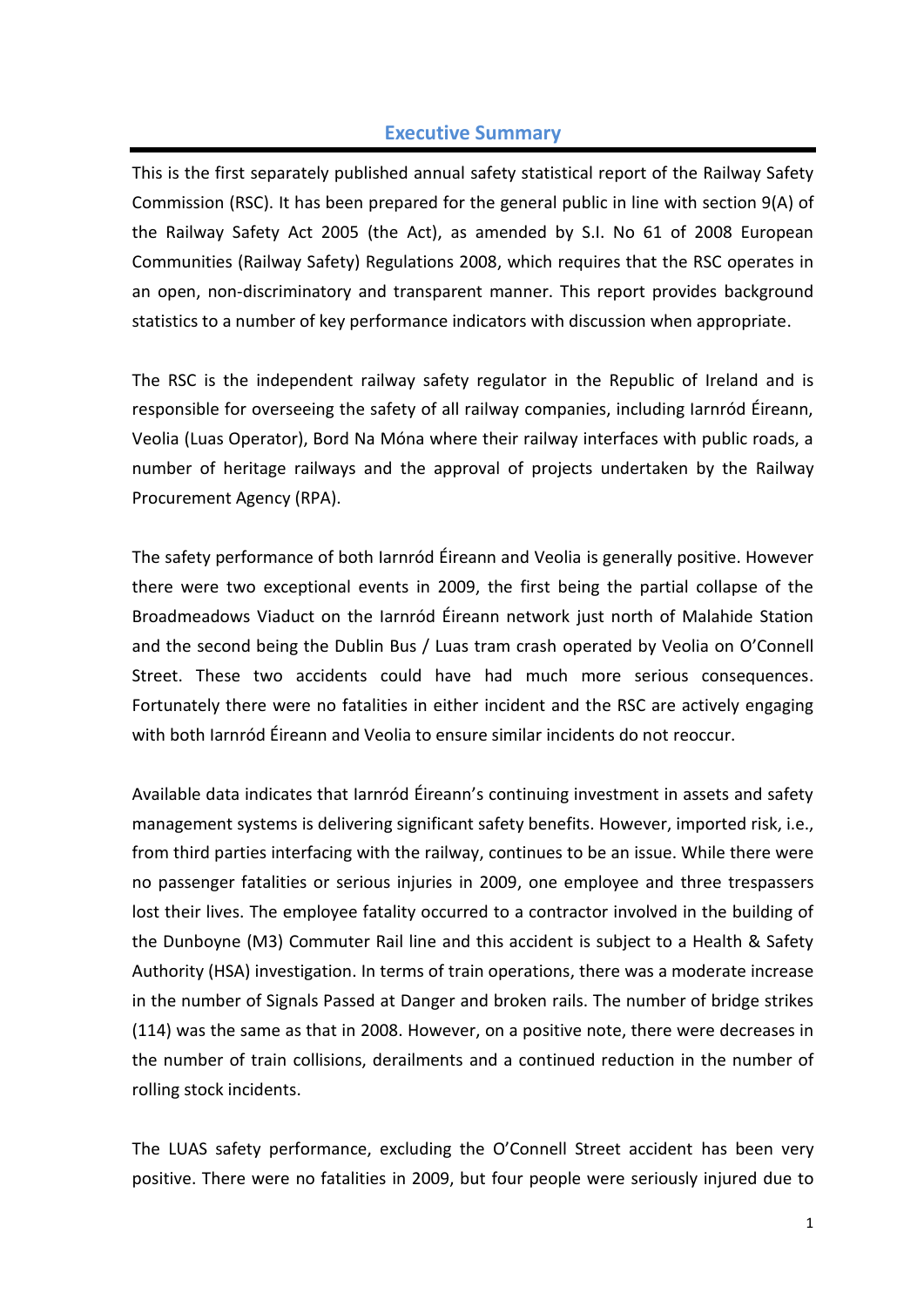# Executive Summary

This is the first separately published annual safety statistical report of the Railway Safety Commission (RSC). It has been prepared for the general public in line with section 9(A) of the Railway Safety Act 2005 (the Act), as amended by S.I. No 61 of 2008 European Communities (Railway Safety) Regulations 2008, which requires that the RSC operates in an open, non-discriminatory and transparent manner. This report provides background statistics to a number of key performance indicators with discussion when appropriate.

The RSC is the independent railway safety regulator in the Republic of Ireland and is responsible for overseeing the safety of all railway companies, including Iarnród Éireann, Veolia (Luas Operator), Bord Na Móna where their railway interfaces with public roads, a number of heritage railways and the approval of projects undertaken by the Railway Procurement Agency (RPA).

The safety performance of both Iarnród Éireann and Veolia is generally positive. However there were two exceptional events in 2009, the first being the partial collapse of the Broadmeadows Viaduct on the Iarnród Éireann network just north of Malahide Station and the second being the Dublin Bus / Luas tram crash operated by Veolia on O'Connell Street. These two accidents could have had much more serious consequences. Fortunately there were no fatalities in either incident and the RSC are actively engaging with both Iarnród Éireann and Veolia to ensure similar incidents do not reoccur.

Available data indicates that Iarnród Éireann's continuing investment in assets and safety management systems is delivering significant safety benefits. However, imported risk, i.e., from third parties interfacing with the railway, continues to be an issue. While there were no passenger fatalities or serious injuries in 2009, one employee and three trespassers lost their lives. The employee fatality occurred to a contractor involved in the building of the Dunboyne (M3) Commuter Rail line and this accident is subject to a Health & Safety Authority (HSA) investigation. In terms of train operations, there was a moderate increase in the number of Signals Passed at Danger and broken rails. The number of bridge strikes (114) was the same as that in 2008. However, on a positive note, there were decreases in the number of train collisions, derailments and a continued reduction in the number of rolling stock incidents.

The LUAS safety performance, excluding the O'Connell Street accident has been very positive. There were no fatalities in 2009, but four people were seriously injured due to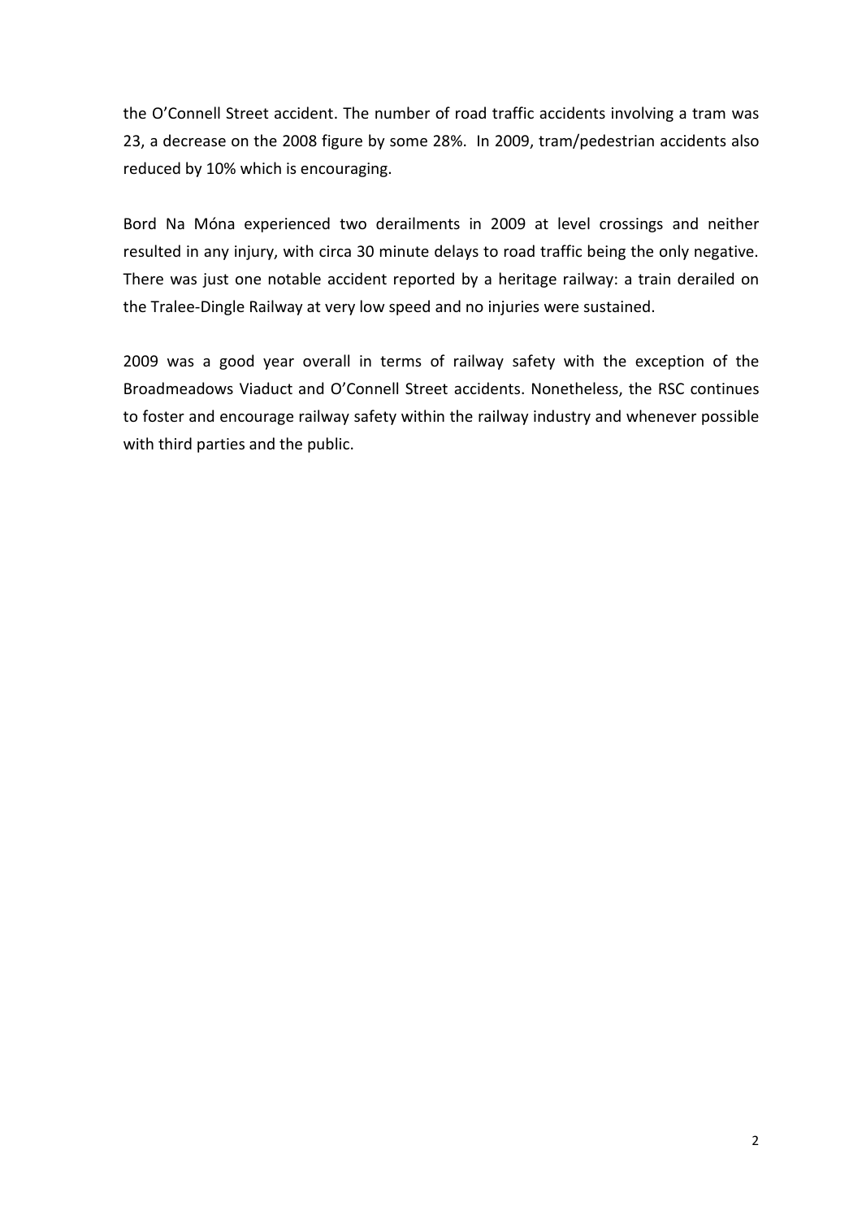the O'Connell Street accident. The number of road traffic accidents involving a tram was 23, a decrease on the 2008 figure by some 28%. In 2009, tram/pedestrian accidents also reduced by 10% which is encouraging.

Bord Na Móna experienced two derailments in 2009 at level crossings and neither resulted in any injury, with circa 30 minute delays to road traffic being the only negative. There was just one notable accident reported by a heritage railway: a train derailed on the Tralee-Dingle Railway at very low speed and no injuries were sustained.

2009 was a good year overall in terms of railway safety with the exception of the Broadmeadows Viaduct and O'Connell Street accidents. Nonetheless, the RSC continues to foster and encourage railway safety within the railway industry and whenever possible with third parties and the public.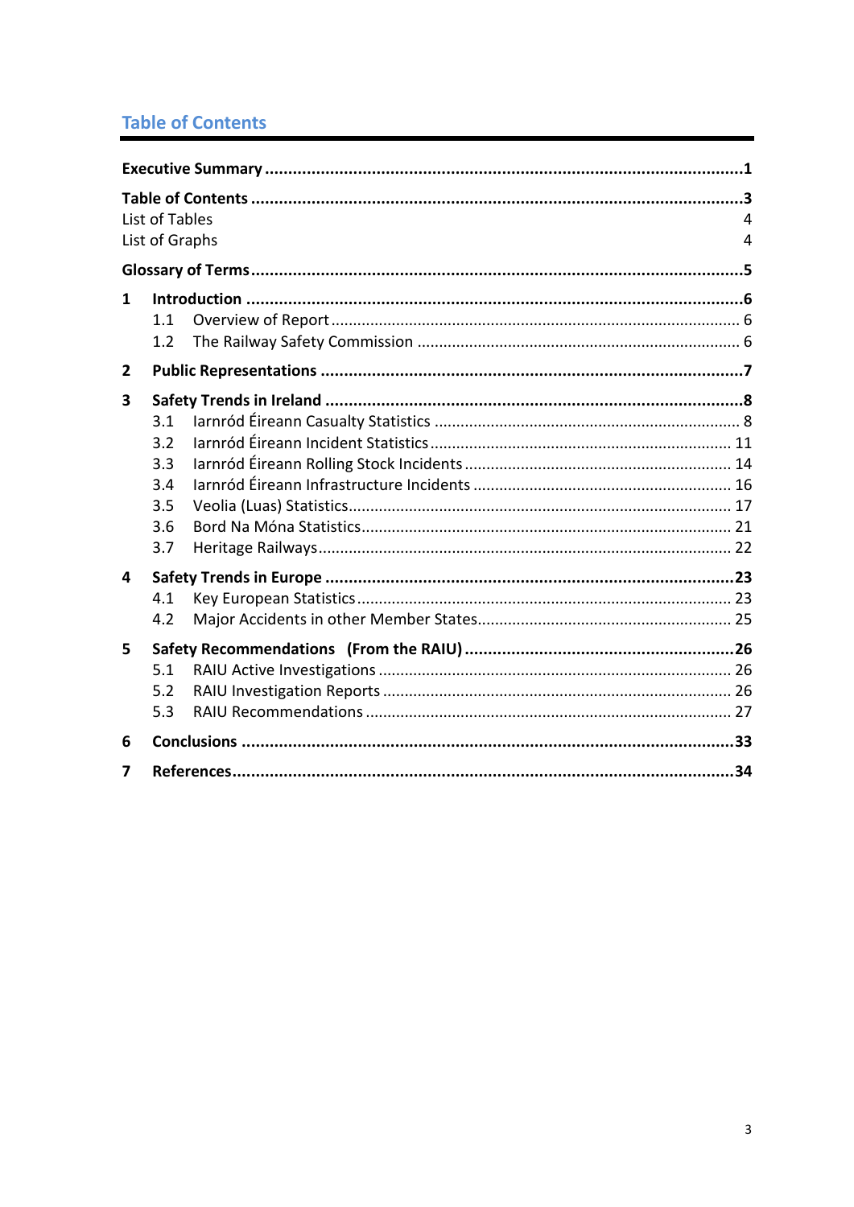# Table of Contents

| | | |
|---|---|---|
| **Executive Summary** | | **1** |
| **Table of Contents** | | **3** |
| List of Tables | | 4 |
| List of Graphs | | 4 |
| **Glossary of Terms** | | **5** |
| **1** | **Introduction** | **6** |
| 1.1 | Overview of Report | 6 |
| 1.2 | The Railway Safety Commission | 6 |
| **2** | **Public Representations** | **7** |
| **3** | **Safety Trends in Ireland** | **8** |
| 3.1 | Iarnród Éireann Casualty Statistics | 8 |
| 3.2 | Iarnród Éireann Incident Statistics | 11 |
| 3.3 | Iarnród Éireann Rolling Stock Incidents | 14 |
| 3.4 | Iarnród Éireann Infrastructure Incidents | 16 |
| 3.5 | Veolia (Luas) Statistics | 17 |
| 3.6 | Bord Na Móna Statistics | 21 |
| 3.7 | Heritage Railways | 22 |
| **4** | **Safety Trends in Europe** | **23** |
| 4.1 | Key European Statistics | 23 |
| 4.2 | Major Accidents in other Member States | 25 |
| **5** | **Safety Recommendations (From the RAIU)** | **26** |
| 5.1 | RAIU Active Investigations | 26 |
| 5.2 | RAIU Investigation Reports | 26 |
| 5.3 | RAIU Recommendations | 27 |
| **6** | **Conclusions** | **33** |
| **7** | **References** | **34** |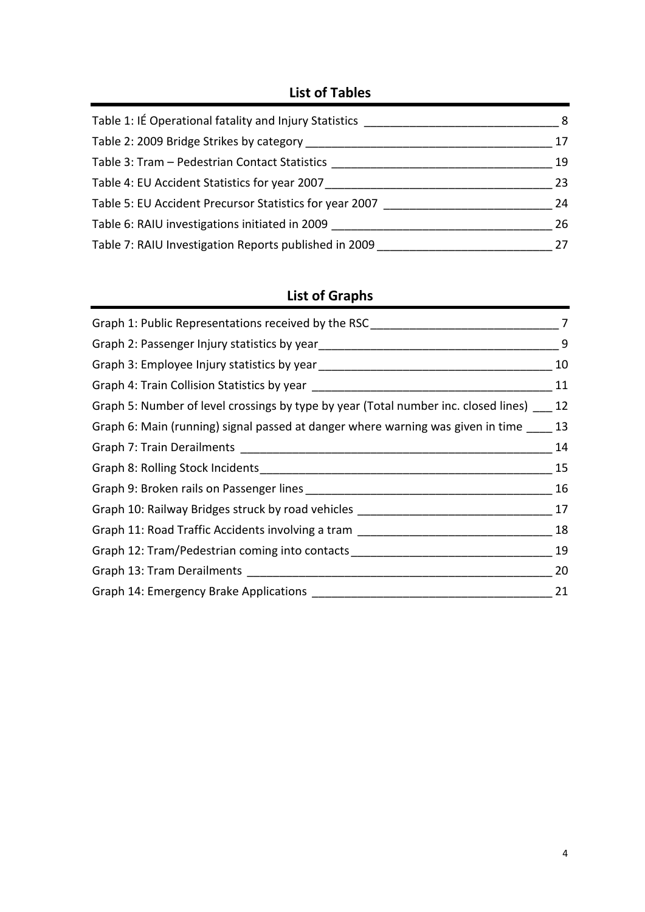## List of Tables

Table 1: IÉ Operational fatality and Injury Statistics _______________________________ 8
Table 2: 2009 Bridge Strikes by category _______________________________________ 17
Table 3: Tram – Pedestrian Contact Statistics ___________________________________ 19
Table 4: EU Accident Statistics for year 2007 ____________________________________ 23
Table 5: EU Accident Precursor Statistics for year 2007 ___________________________ 24
Table 6: RAIU investigations initiated in 2009 ___________________________________ 26
Table 7: RAIU Investigation Reports published in 2009 ___________________________ 27

## List of Graphs

Graph 1: Public Representations received by the RSC _____________________________ 7
Graph 2: Passenger Injury statistics by year _____________________________________ 9
Graph 3: Employee Injury statistics by year _____________________________________ 10
Graph 4: Train Collision Statistics by year ______________________________________ 11
Graph 5: Number of level crossings by type by year (Total number inc. closed lines) ___ 12
Graph 6: Main (running) signal passed at danger where warning was given in time ____ 13
Graph 7: Train Derailments __________________________________________________ 14
Graph 8: Rolling Stock Incidents ______________________________________________ 15
Graph 9: Broken rails on Passenger lines _______________________________________ 16
Graph 10: Railway Bridges struck by road vehicles _______________________________ 17
Graph 11: Road Traffic Accidents involving a tram _______________________________ 18
Graph 12: Tram/Pedestrian coming into contacts _______________________________ 19
Graph 13: Tram Derailments _________________________________________________ 20
Graph 14: Emergency Brake Applications ______________________________________ 21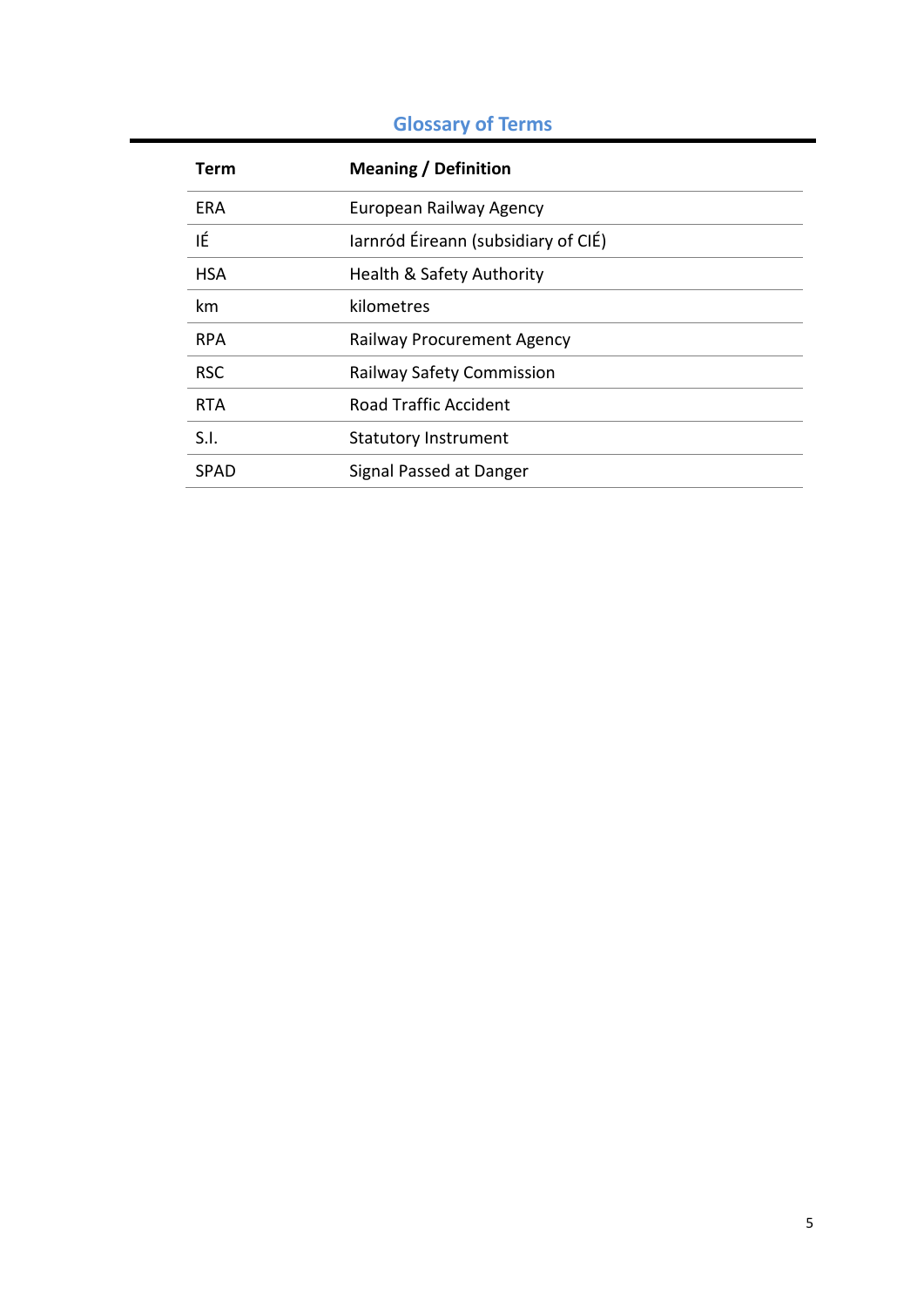# Glossary of Terms

| Term | Meaning / Definition |
|---|---|
| ERA | European Railway Agency |
| IÉ | Iarnród Éireann (subsidiary of CIÉ) |
| HSA | Health & Safety Authority |
| km | kilometres |
| RPA | Railway Procurement Agency |
| RSC | Railway Safety Commission |
| RTA | Road Traffic Accident |
| S.I. | Statutory Instrument |
| SPAD | Signal Passed at Danger |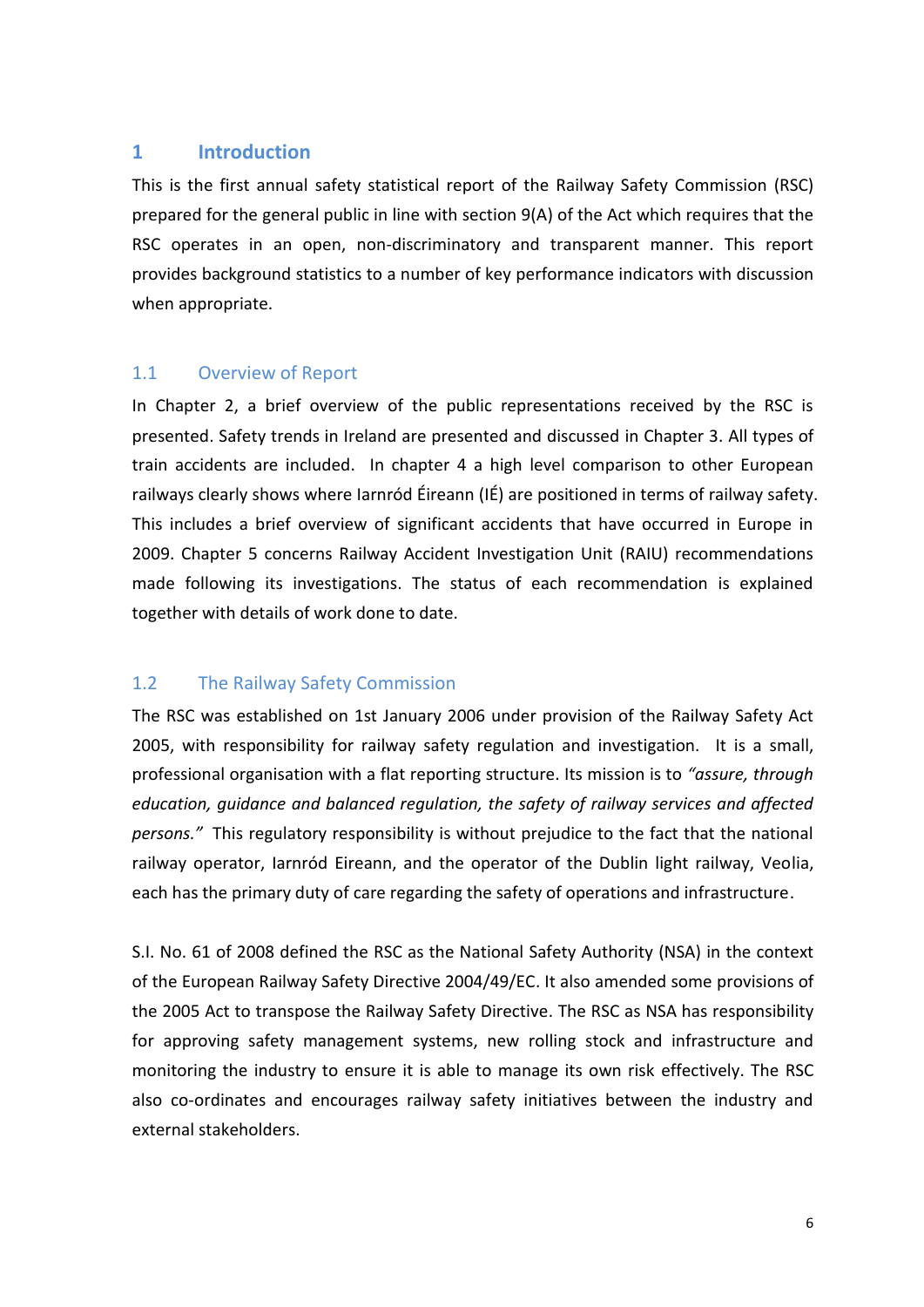# 1 Introduction

This is the first annual safety statistical report of the Railway Safety Commission (RSC) prepared for the general public in line with section 9(A) of the Act which requires that the RSC operates in an open, non-discriminatory and transparent manner. This report provides background statistics to a number of key performance indicators with discussion when appropriate.

## 1.1 Overview of Report

In Chapter 2, a brief overview of the public representations received by the RSC is presented. Safety trends in Ireland are presented and discussed in Chapter 3. All types of train accidents are included. In chapter 4 a high level comparison to other European railways clearly shows where Iarnród Éireann (IÉ) are positioned in terms of railway safety. This includes a brief overview of significant accidents that have occurred in Europe in 2009. Chapter 5 concerns Railway Accident Investigation Unit (RAIU) recommendations made following its investigations. The status of each recommendation is explained together with details of work done to date.

## 1.2 The Railway Safety Commission

The RSC was established on 1st January 2006 under provision of the Railway Safety Act 2005, with responsibility for railway safety regulation and investigation. It is a small, professional organisation with a flat reporting structure. Its mission is to *"assure, through education, guidance and balanced regulation, the safety of railway services and affected persons."* This regulatory responsibility is without prejudice to the fact that the national railway operator, Iarnród Eireann, and the operator of the Dublin light railway, Veolia, each has the primary duty of care regarding the safety of operations and infrastructure.

S.I. No. 61 of 2008 defined the RSC as the National Safety Authority (NSA) in the context of the European Railway Safety Directive 2004/49/EC. It also amended some provisions of the 2005 Act to transpose the Railway Safety Directive. The RSC as NSA has responsibility for approving safety management systems, new rolling stock and infrastructure and monitoring the industry to ensure it is able to manage its own risk effectively. The RSC also co-ordinates and encourages railway safety initiatives between the industry and external stakeholders.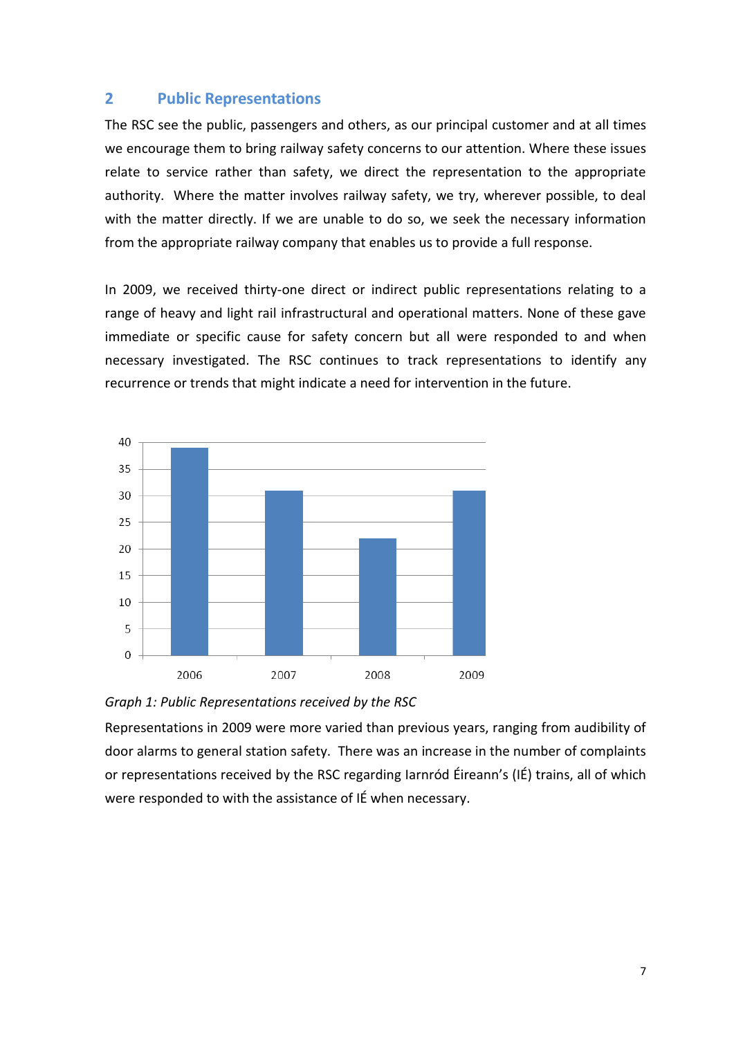## 2 Public Representations

The RSC see the public, passengers and others, as our principal customer and at all times we encourage them to bring railway safety concerns to our attention. Where these issues relate to service rather than safety, we direct the representation to the appropriate authority. Where the matter involves railway safety, we try, wherever possible, to deal with the matter directly. If we are unable to do so, we seek the necessary information from the appropriate railway company that enables us to provide a full response.

In 2009, we received thirty-one direct or indirect public representations relating to a range of heavy and light rail infrastructural and operational matters. None of these gave immediate or specific cause for safety concern but all were responded to and when necessary investigated. The RSC continues to track representations to identify any recurrence or trends that might indicate a need for intervention in the future.

*Graph 1: Public Representations received by the RSC*

Representations in 2009 were more varied than previous years, ranging from audibility of door alarms to general station safety. There was an increase in the number of complaints or representations received by the RSC regarding Iarnród Éireann's (IÉ) trains, all of which were responded to with the assistance of IÉ when necessary.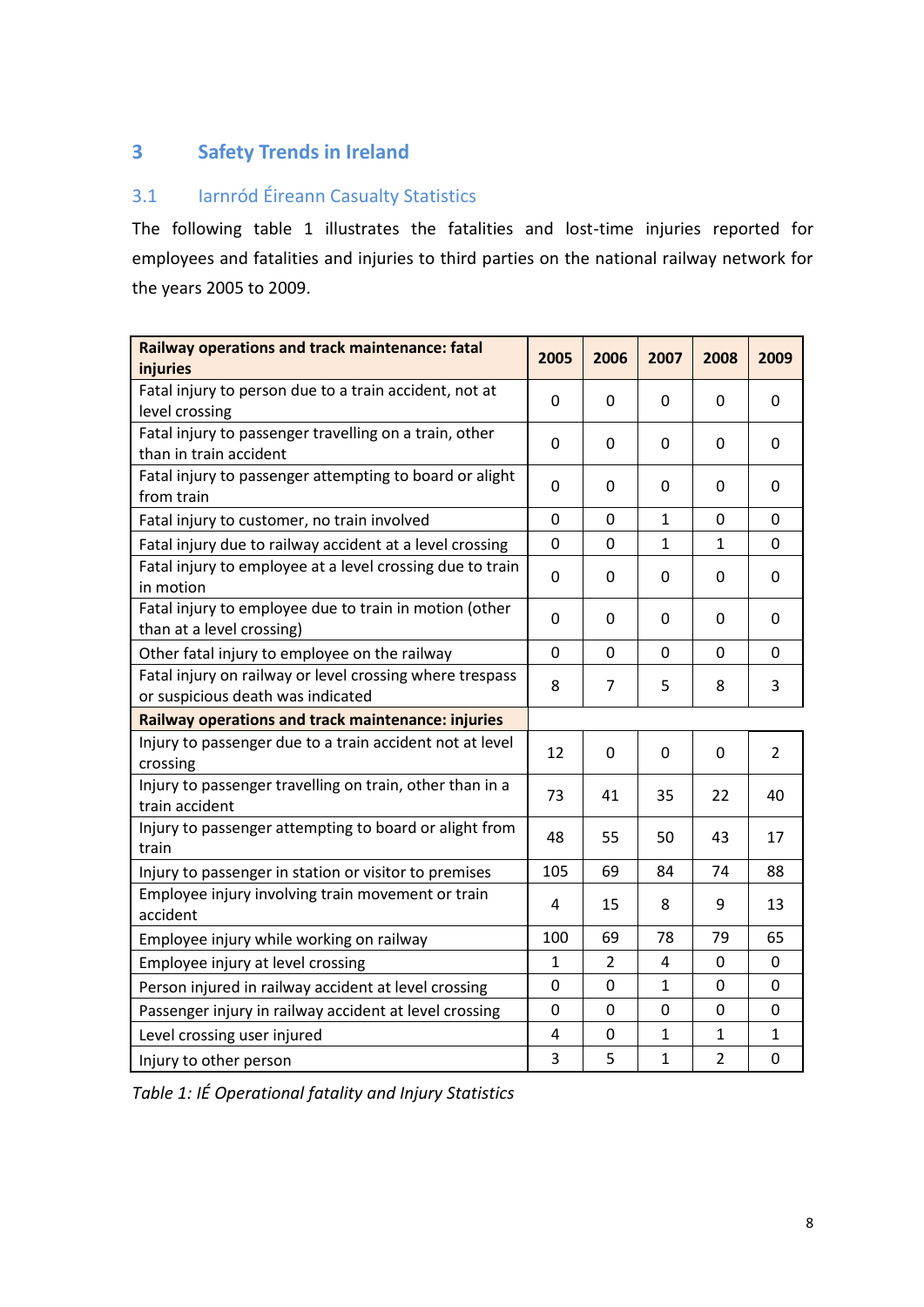# 3 Safety Trends in Ireland

## 3.1 Iarnród Éireann Casualty Statistics

The following table 1 illustrates the fatalities and lost-time injuries reported for employees and fatalities and injuries to third parties on the national railway network for the years 2005 to 2009.

| **Railway operations and track maintenance: fatal injuries** | **2005** | **2006** | **2007** | **2008** | **2009** |
|---|---|---|---|---|---|
| Fatal injury to person due to a train accident, not at level crossing | 0 | 0 | 0 | 0 | 0 |
| Fatal injury to passenger travelling on a train, other than in train accident | 0 | 0 | 0 | 0 | 0 |
| Fatal injury to passenger attempting to board or alight from train | 0 | 0 | 0 | 0 | 0 |
| Fatal injury to customer, no train involved | 0 | 0 | 1 | 0 | 0 |
| Fatal injury due to railway accident at a level crossing | 0 | 0 | 1 | 1 | 0 |
| Fatal injury to employee at a level crossing due to train in motion | 0 | 0 | 0 | 0 | 0 |
| Fatal injury to employee due to train in motion (other than at a level crossing) | 0 | 0 | 0 | 0 | 0 |
| Other fatal injury to employee on the railway | 0 | 0 | 0 | 0 | 0 |
| Fatal injury on railway or level crossing where trespass or suspicious death was indicated | 8 | 7 | 5 | 8 | 3 |
| **Railway operations and track maintenance: injuries** | | | | | |
| Injury to passenger due to a train accident not at level crossing | 12 | 0 | 0 | 0 | 2 |
| Injury to passenger travelling on train, other than in a train accident | 73 | 41 | 35 | 22 | 40 |
| Injury to passenger attempting to board or alight from train | 48 | 55 | 50 | 43 | 17 |
| Injury to passenger in station or visitor to premises | 105 | 69 | 84 | 74 | 88 |
| Employee injury involving train movement or train accident | 4 | 15 | 8 | 9 | 13 |
| Employee injury while working on railway | 100 | 69 | 78 | 79 | 65 |
| Employee injury at level crossing | 1 | 2 | 4 | 0 | 0 |
| Person injured in railway accident at level crossing | 0 | 0 | 1 | 0 | 0 |
| Passenger injury in railway accident at level crossing | 0 | 0 | 0 | 0 | 0 |
| Level crossing user injured | 4 | 0 | 1 | 1 | 1 |
| Injury to other person | 3 | 5 | 1 | 2 | 0 |

*Table 1: IÉ Operational fatality and Injury Statistics*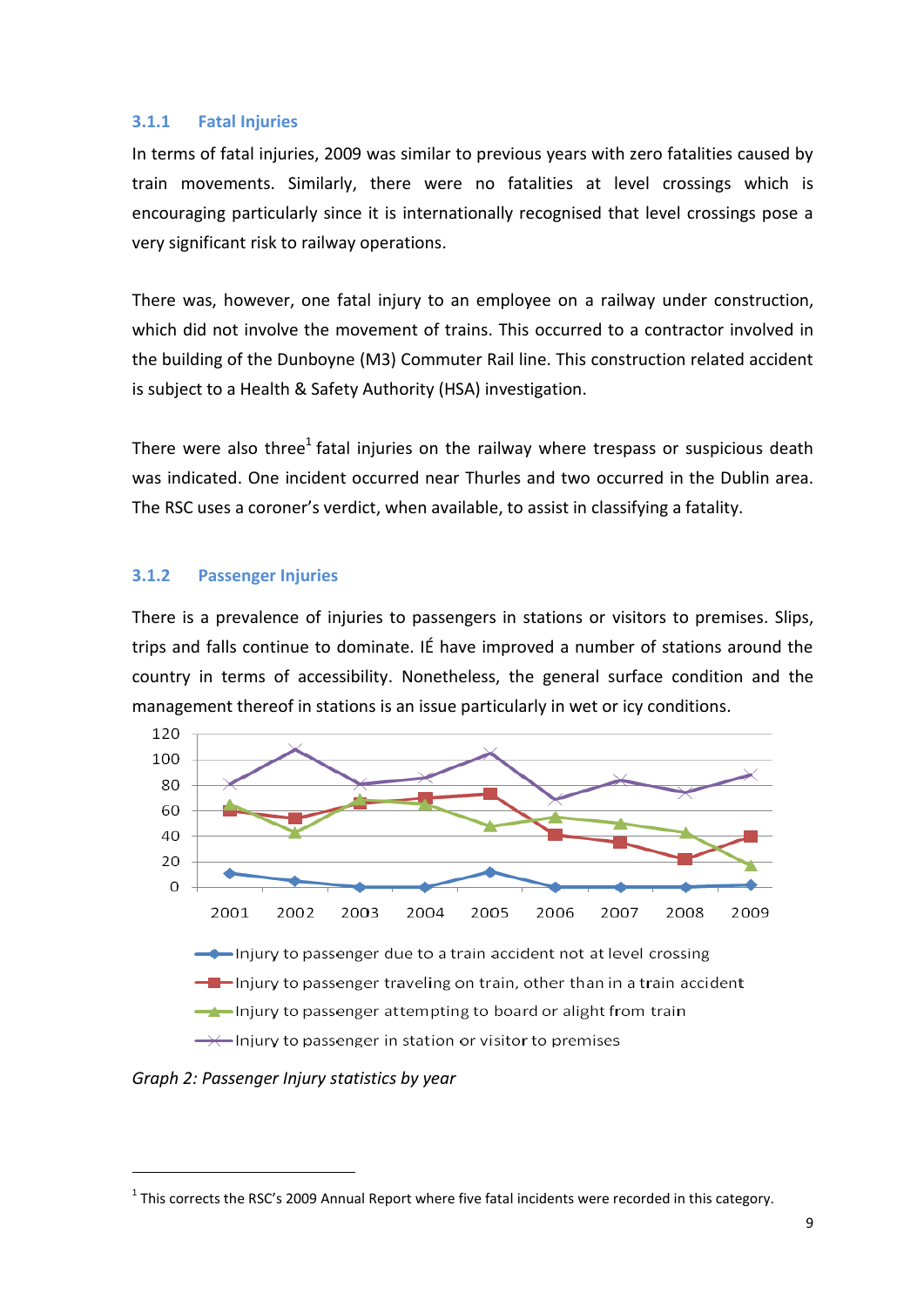### 3.1.1 Fatal Injuries

In terms of fatal injuries, 2009 was similar to previous years with zero fatalities caused by train movements. Similarly, there were no fatalities at level crossings which is encouraging particularly since it is internationally recognised that level crossings pose a very significant risk to railway operations.

There was, however, one fatal injury to an employee on a railway under construction, which did not involve the movement of trains. This occurred to a contractor involved in the building of the Dunboyne (M3) Commuter Rail line. This construction related accident is subject to a Health & Safety Authority (HSA) investigation.

There were also three[1] fatal injuries on the railway where trespass or suspicious death was indicated. One incident occurred near Thurles and two occurred in the Dublin area. The RSC uses a coroner's verdict, when available, to assist in classifying a fatality.

### 3.1.2 Passenger Injuries

There is a prevalence of injuries to passengers in stations or visitors to premises. Slips, trips and falls continue to dominate. IÉ have improved a number of stations around the country in terms of accessibility. Nonetheless, the general surface condition and the management thereof in stations is an issue particularly in wet or icy conditions.

*Graph 2: Passenger Injury statistics by year*

[1] This corrects the RSC's 2009 Annual Report where five fatal incidents were recorded in this category.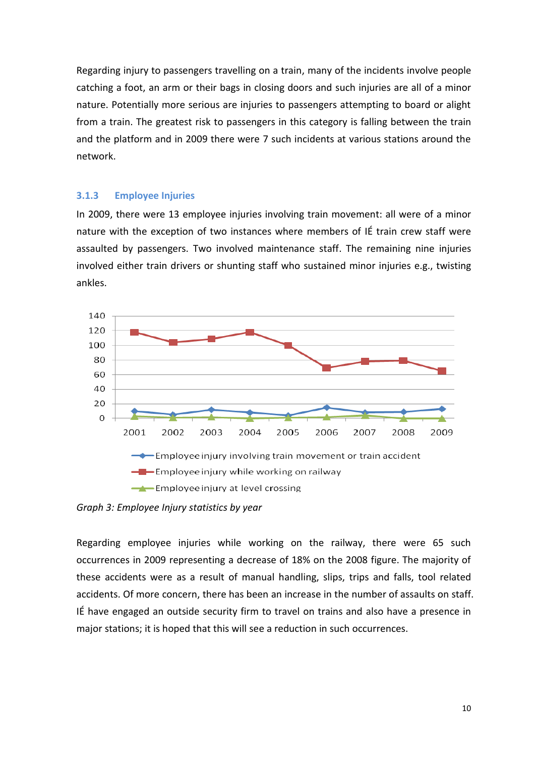Regarding injury to passengers travelling on a train, many of the incidents involve people catching a foot, an arm or their bags in closing doors and such injuries are all of a minor nature. Potentially more serious are injuries to passengers attempting to board or alight from a train. The greatest risk to passengers in this category is falling between the train and the platform and in 2009 there were 7 such incidents at various stations around the network.

### 3.1.3 Employee Injuries

In 2009, there were 13 employee injuries involving train movement: all were of a minor nature with the exception of two instances where members of IÉ train crew staff were assaulted by passengers. Two involved maintenance staff. The remaining nine injuries involved either train drivers or shunting staff who sustained minor injuries e.g., twisting ankles.

*Graph 3: Employee Injury statistics by year*

Regarding employee injuries while working on the railway, there were 65 such occurrences in 2009 representing a decrease of 18% on the 2008 figure. The majority of these accidents were as a result of manual handling, slips, trips and falls, tool related accidents. Of more concern, there has been an increase in the number of assaults on staff. IÉ have engaged an outside security firm to travel on trains and also have a presence in major stations; it is hoped that this will see a reduction in such occurrences.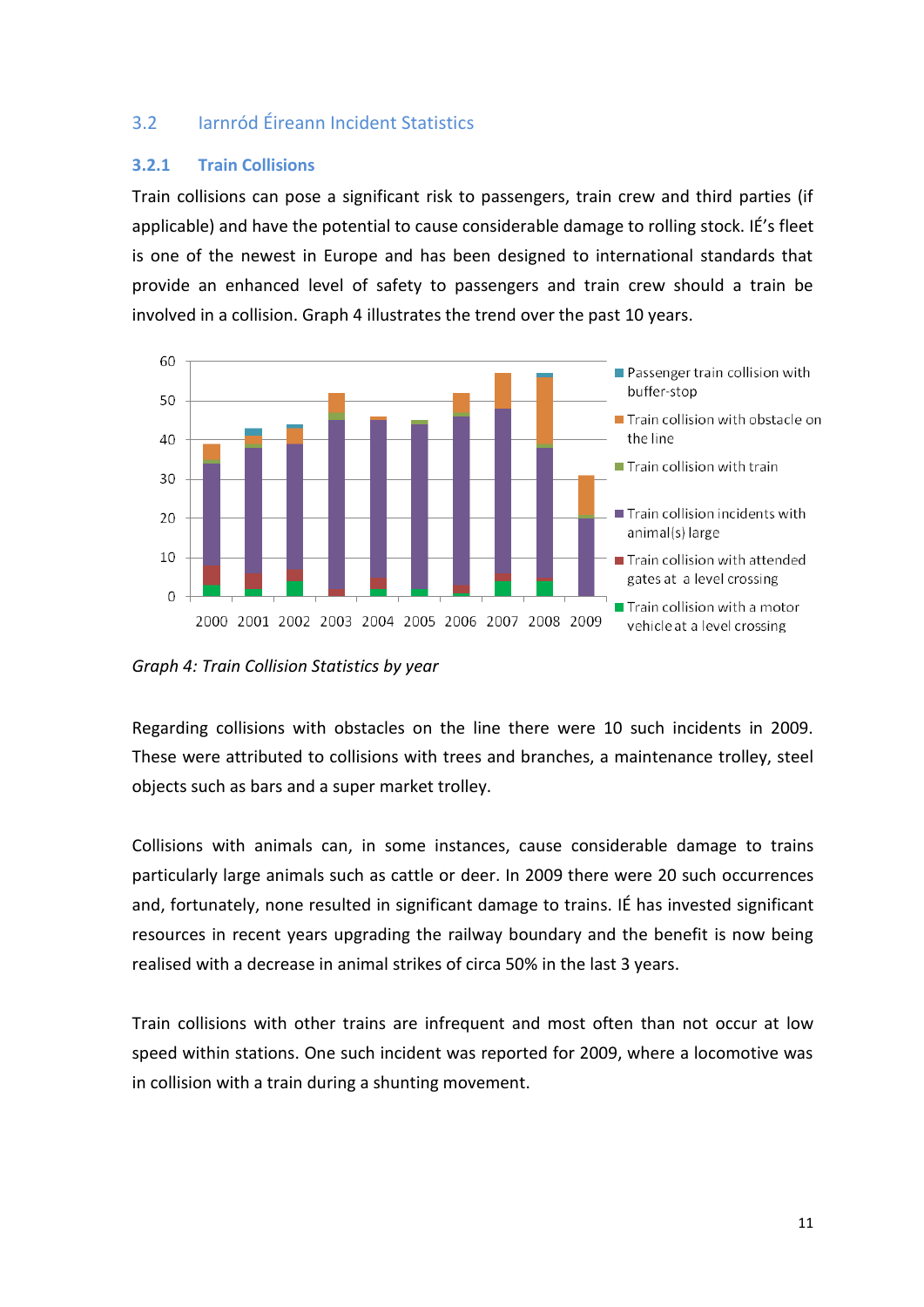## 3.2 Iarnród Éireann Incident Statistics

### 3.2.1 Train Collisions

Train collisions can pose a significant risk to passengers, train crew and third parties (if applicable) and have the potential to cause considerable damage to rolling stock. IÉ's fleet is one of the newest in Europe and has been designed to international standards that provide an enhanced level of safety to passengers and train crew should a train be involved in a collision. Graph 4 illustrates the trend over the past 10 years.

*Graph 4: Train Collision Statistics by year*

Regarding collisions with obstacles on the line there were 10 such incidents in 2009. These were attributed to collisions with trees and branches, a maintenance trolley, steel objects such as bars and a super market trolley.

Collisions with animals can, in some instances, cause considerable damage to trains particularly large animals such as cattle or deer. In 2009 there were 20 such occurrences and, fortunately, none resulted in significant damage to trains. IÉ has invested significant resources in recent years upgrading the railway boundary and the benefit is now being realised with a decrease in animal strikes of circa 50% in the last 3 years.

Train collisions with other trains are infrequent and most often than not occur at low speed within stations. One such incident was reported for 2009, where a locomotive was in collision with a train during a shunting movement.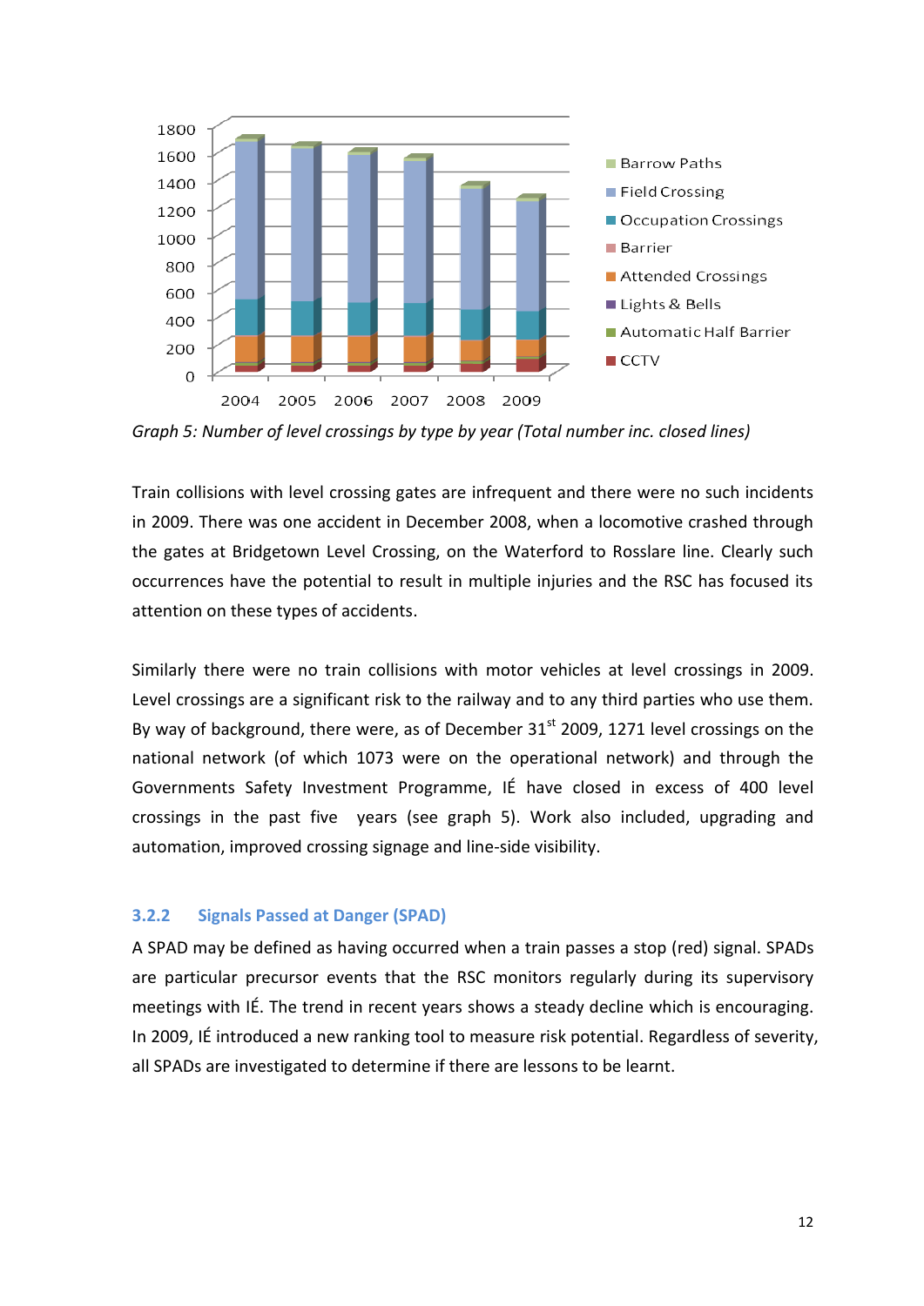*Graph 5: Number of level crossings by type by year (Total number inc. closed lines)*

Train collisions with level crossing gates are infrequent and there were no such incidents in 2009. There was one accident in December 2008, when a locomotive crashed through the gates at Bridgetown Level Crossing, on the Waterford to Rosslare line. Clearly such occurrences have the potential to result in multiple injuries and the RSC has focused its attention on these types of accidents.

Similarly there were no train collisions with motor vehicles at level crossings in 2009. Level crossings are a significant risk to the railway and to any third parties who use them. By way of background, there were, as of December 31st 2009, 1271 level crossings on the national network (of which 1073 were on the operational network) and through the Governments Safety Investment Programme, IÉ have closed in excess of 400 level crossings in the past five years (see graph 5). Work also included, upgrading and automation, improved crossing signage and line-side visibility.

### 3.2.2 Signals Passed at Danger (SPAD)

A SPAD may be defined as having occurred when a train passes a stop (red) signal. SPADs are particular precursor events that the RSC monitors regularly during its supervisory meetings with IÉ. The trend in recent years shows a steady decline which is encouraging. In 2009, IÉ introduced a new ranking tool to measure risk potential. Regardless of severity, all SPADs are investigated to determine if there are lessons to be learnt.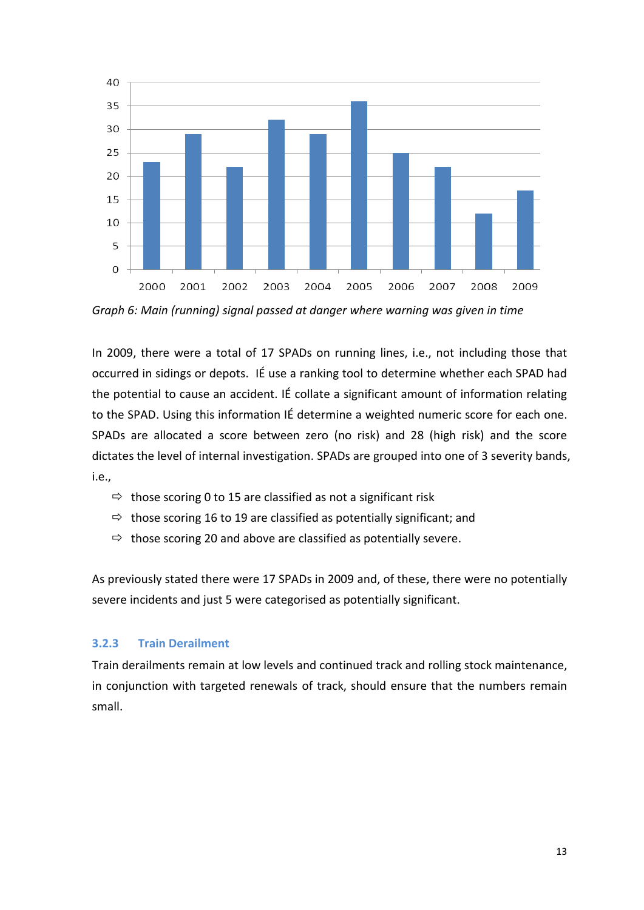*Graph 6: Main (running) signal passed at danger where warning was given in time*

In 2009, there were a total of 17 SPADs on running lines, i.e., not including those that occurred in sidings or depots. IÉ use a ranking tool to determine whether each SPAD had the potential to cause an accident. IÉ collate a significant amount of information relating to the SPAD. Using this information IÉ determine a weighted numeric score for each one. SPADs are allocated a score between zero (no risk) and 28 (high risk) and the score dictates the level of internal investigation. SPADs are grouped into one of 3 severity bands, i.e.,

- those scoring 0 to 15 are classified as not a significant risk
- those scoring 16 to 19 are classified as potentially significant; and
- those scoring 20 and above are classified as potentially severe.

As previously stated there were 17 SPADs in 2009 and, of these, there were no potentially severe incidents and just 5 were categorised as potentially significant.

### 3.2.3 Train Derailment

Train derailments remain at low levels and continued track and rolling stock maintenance, in conjunction with targeted renewals of track, should ensure that the numbers remain small.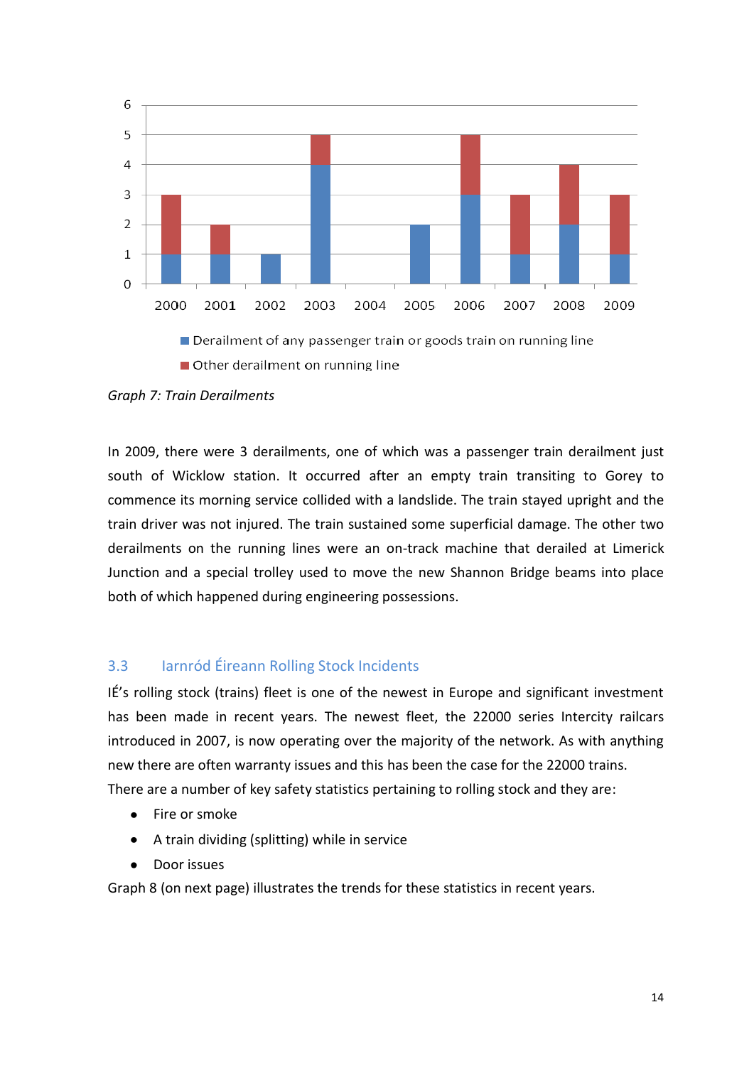Graph 7: Train Derailments

| Year | Derailment of any passenger train or goods train on running line | Other derailment on running line |
|---|---|---|
| 2000 | 1 | 2 |
| 2001 | 1 | 1 |
| 2002 | 1 | 0 |
| 2003 | 4 | 1 |
| 2004 | 0 | 0 |
| 2005 | 2 | 0 |
| 2006 | 3 | 2 |
| 2007 | 1 | 2 |
| 2008 | 2 | 2 |
| 2009 | 1 | 2 |

*Graph 7: Train Derailments*

In 2009, there were 3 derailments, one of which was a passenger train derailment just south of Wicklow station. It occurred after an empty train transiting to Gorey to commence its morning service collided with a landslide. The train stayed upright and the train driver was not injured. The train sustained some superficial damage. The other two derailments on the running lines were an on-track machine that derailed at Limerick Junction and a special trolley used to move the new Shannon Bridge beams into place both of which happened during engineering possessions.

## 3.3 Iarnród Éireann Rolling Stock Incidents

IÉ's rolling stock (trains) fleet is one of the newest in Europe and significant investment has been made in recent years. The newest fleet, the 22000 series Intercity railcars introduced in 2007, is now operating over the majority of the network. As with anything new there are often warranty issues and this has been the case for the 22000 trains.

There are a number of key safety statistics pertaining to rolling stock and they are:

- Fire or smoke
- A train dividing (splitting) while in service
- Door issues

Graph 8 (on next page) illustrates the trends for these statistics in recent years.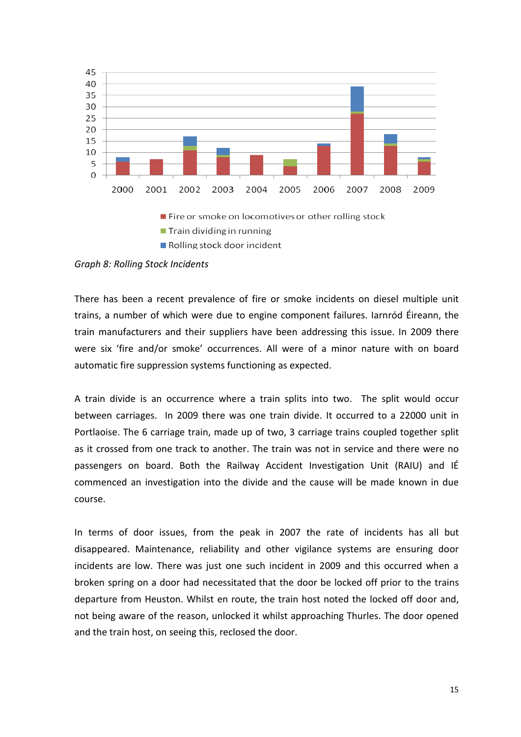Graph 8: Rolling Stock Incidents

*Graph 8: Rolling Stock Incidents*

There has been a recent prevalence of fire or smoke incidents on diesel multiple unit trains, a number of which were due to engine component failures. Iarnród Éireann, the train manufacturers and their suppliers have been addressing this issue. In 2009 there were six 'fire and/or smoke' occurrences. All were of a minor nature with on board automatic fire suppression systems functioning as expected.

A train divide is an occurrence where a train splits into two. The split would occur between carriages. In 2009 there was one train divide. It occurred to a 22000 unit in Portlaoise. The 6 carriage train, made up of two, 3 carriage trains coupled together split as it crossed from one track to another. The train was not in service and there were no passengers on board. Both the Railway Accident Investigation Unit (RAIU) and IÉ commenced an investigation into the divide and the cause will be made known in due course.

In terms of door issues, from the peak in 2007 the rate of incidents has all but disappeared. Maintenance, reliability and other vigilance systems are ensuring door incidents are low. There was just one such incident in 2009 and this occurred when a broken spring on a door had necessitated that the door be locked off prior to the trains departure from Heuston. Whilst en route, the train host noted the locked off door and, not being aware of the reason, unlocked it whilst approaching Thurles. The door opened and the train host, on seeing this, reclosed the door.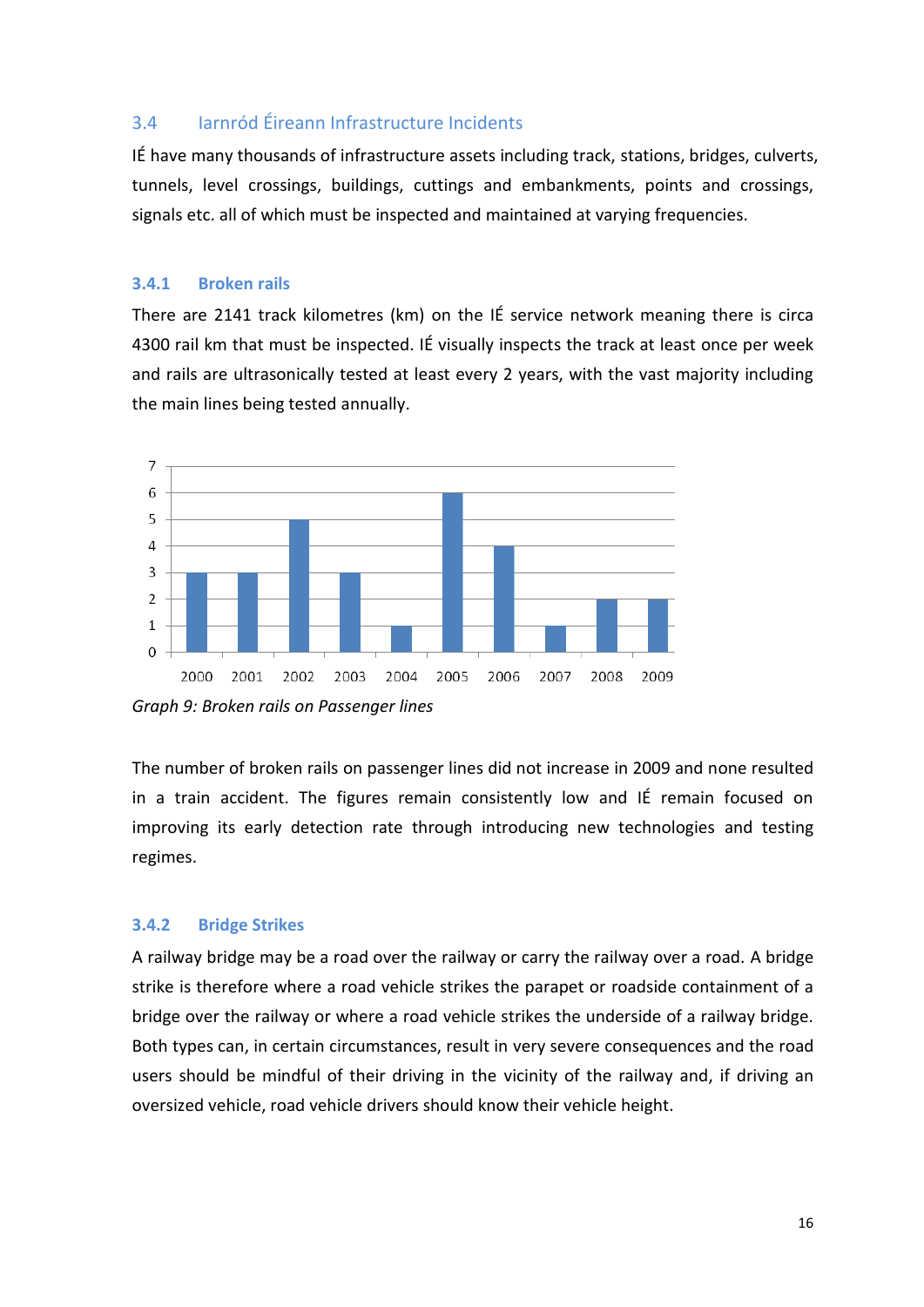## 3.4 Iarnród Éireann Infrastructure Incidents

IÉ have many thousands of infrastructure assets including track, stations, bridges, culverts, tunnels, level crossings, buildings, cuttings and embankments, points and crossings, signals etc. all of which must be inspected and maintained at varying frequencies.

### 3.4.1 Broken rails

There are 2141 track kilometres (km) on the IÉ service network meaning there is circa 4300 rail km that must be inspected. IÉ visually inspects the track at least once per week and rails are ultrasonically tested at least every 2 years, with the vast majority including the main lines being tested annually.

| Year | Broken rails |
|---|---|
| 2000 | 3 |
| 2001 | 3 |
| 2002 | 5 |
| 2003 | 3 |
| 2004 | 1 |
| 2005 | 6 |
| 2006 | 4 |
| 2007 | 1 |
| 2008 | 2 |
| 2009 | 2 |

*Graph 9: Broken rails on Passenger lines*

The number of broken rails on passenger lines did not increase in 2009 and none resulted in a train accident. The figures remain consistently low and IÉ remain focused on improving its early detection rate through introducing new technologies and testing regimes.

### 3.4.2 Bridge Strikes

A railway bridge may be a road over the railway or carry the railway over a road. A bridge strike is therefore where a road vehicle strikes the parapet or roadside containment of a bridge over the railway or where a road vehicle strikes the underside of a railway bridge. Both types can, in certain circumstances, result in very severe consequences and the road users should be mindful of their driving in the vicinity of the railway and, if driving an oversized vehicle, road vehicle drivers should know their vehicle height.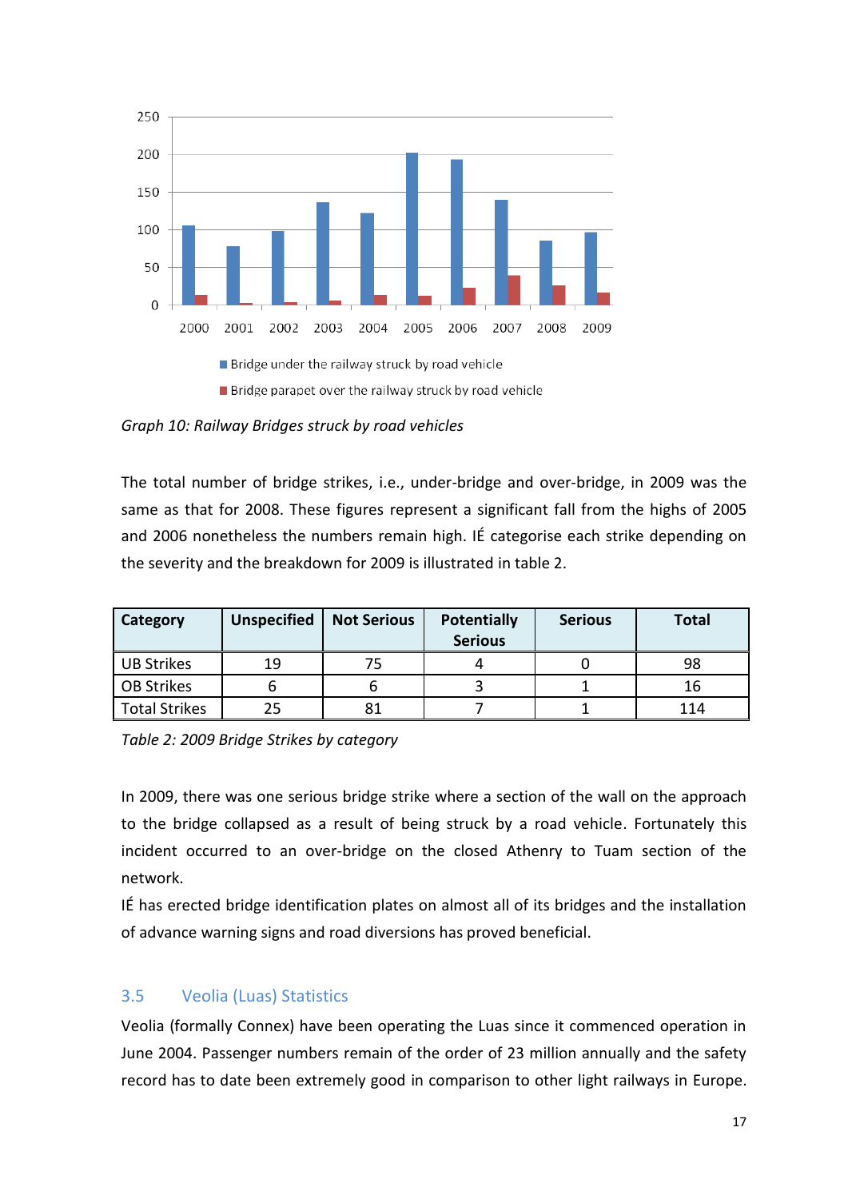*Graph 10: Railway Bridges struck by road vehicles*

The total number of bridge strikes, i.e., under-bridge and over-bridge, in 2009 was the same as that for 2008. These figures represent a significant fall from the highs of 2005 and 2006 nonetheless the numbers remain high. IÉ categorise each strike depending on the severity and the breakdown for 2009 is illustrated in table 2.

| Category | Unspecified | Not Serious | Potentially Serious | Serious | Total |
|---|---|---|---|---|---|
| UB Strikes | 19 | 75 | 4 | 0 | 98 |
| OB Strikes | 6 | 6 | 3 | 1 | 16 |
| Total Strikes | 25 | 81 | 7 | 1 | 114 |

*Table 2: 2009 Bridge Strikes by category*

In 2009, there was one serious bridge strike where a section of the wall on the approach to the bridge collapsed as a result of being struck by a road vehicle. Fortunately this incident occurred to an over-bridge on the closed Athenry to Tuam section of the network.

IÉ has erected bridge identification plates on almost all of its bridges and the installation of advance warning signs and road diversions has proved beneficial.

## 3.5 Veolia (Luas) Statistics

Veolia (formally Connex) have been operating the Luas since it commenced operation in June 2004. Passenger numbers remain of the order of 23 million annually and the safety record has to date been extremely good in comparison to other light railways in Europe.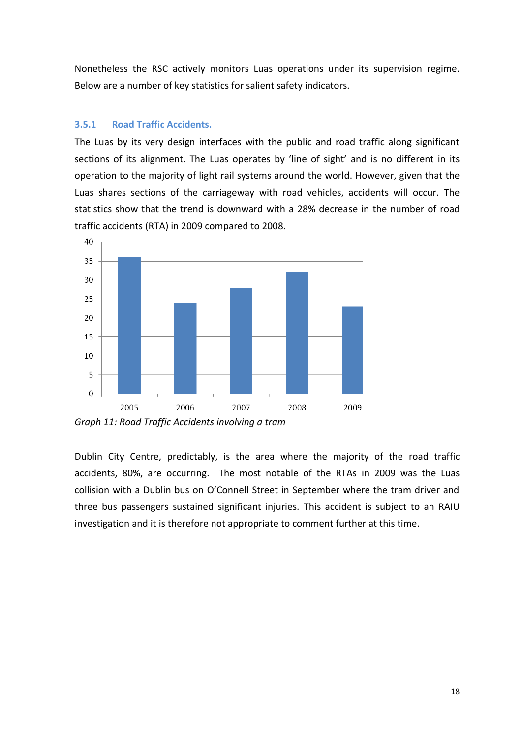Nonetheless the RSC actively monitors Luas operations under its supervision regime. Below are a number of key statistics for salient safety indicators.

### 3.5.1 Road Traffic Accidents.

The Luas by its very design interfaces with the public and road traffic along significant sections of its alignment. The Luas operates by 'line of sight' and is no different in its operation to the majority of light rail systems around the world. However, given that the Luas shares sections of the carriageway with road vehicles, accidents will occur. The statistics show that the trend is downward with a 28% decrease in the number of road traffic accidents (RTA) in 2009 compared to 2008.

| Year | Road Traffic Accidents |
| --- | --- |
| 2005 | 36 |
| 2006 | 24 |
| 2007 | 28 |
| 2008 | 32 |
| 2009 | 23 |

*Graph 11: Road Traffic Accidents involving a tram*

Dublin City Centre, predictably, is the area where the majority of the road traffic accidents, 80%, are occurring. The most notable of the RTAs in 2009 was the Luas collision with a Dublin bus on O'Connell Street in September where the tram driver and three bus passengers sustained significant injuries. This accident is subject to an RAIU investigation and it is therefore not appropriate to comment further at this time.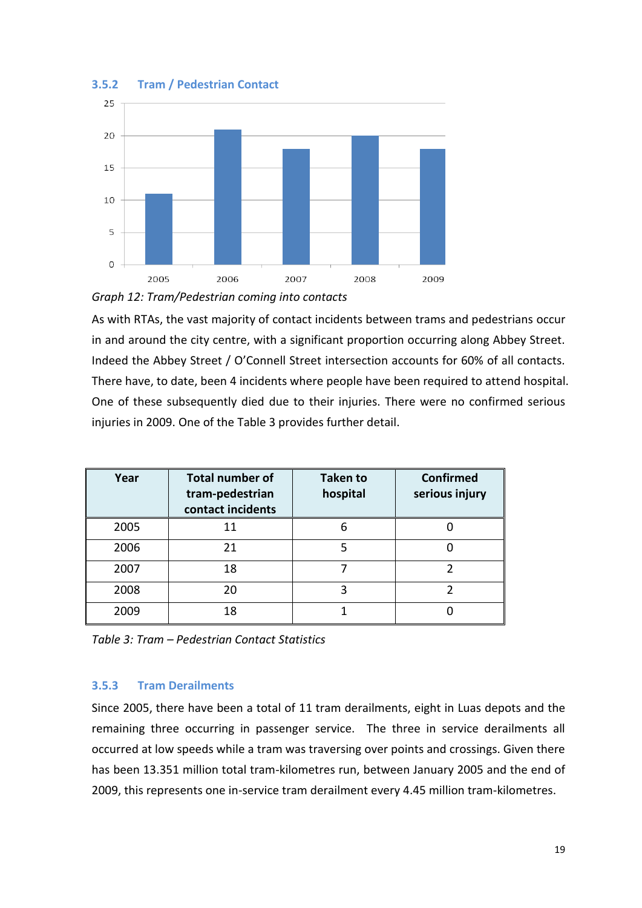### 3.5.2 Tram / Pedestrian Contact

*Graph 12: Tram/Pedestrian coming into contacts*

As with RTAs, the vast majority of contact incidents between trams and pedestrians occur in and around the city centre, with a significant proportion occurring along Abbey Street. Indeed the Abbey Street / O'Connell Street intersection accounts for 60% of all contacts. There have, to date, been 4 incidents where people have been required to attend hospital. One of these subsequently died due to their injuries. There were no confirmed serious injuries in 2009. One of the Table 3 provides further detail.

| Year | Total number of tram-pedestrian contact incidents | Taken to hospital | Confirmed serious injury |
|---|---|---|---|
| 2005 | 11 | 6 | 0 |
| 2006 | 21 | 5 | 0 |
| 2007 | 18 | 7 | 2 |
| 2008 | 20 | 3 | 2 |
| 2009 | 18 | 1 | 0 |

*Table 3: Tram – Pedestrian Contact Statistics*

### 3.5.3 Tram Derailments

Since 2005, there have been a total of 11 tram derailments, eight in Luas depots and the remaining three occurring in passenger service. The three in service derailments all occurred at low speeds while a tram was traversing over points and crossings. Given there has been 13.351 million total tram-kilometres run, between January 2005 and the end of 2009, this represents one in-service tram derailment every 4.45 million tram-kilometres.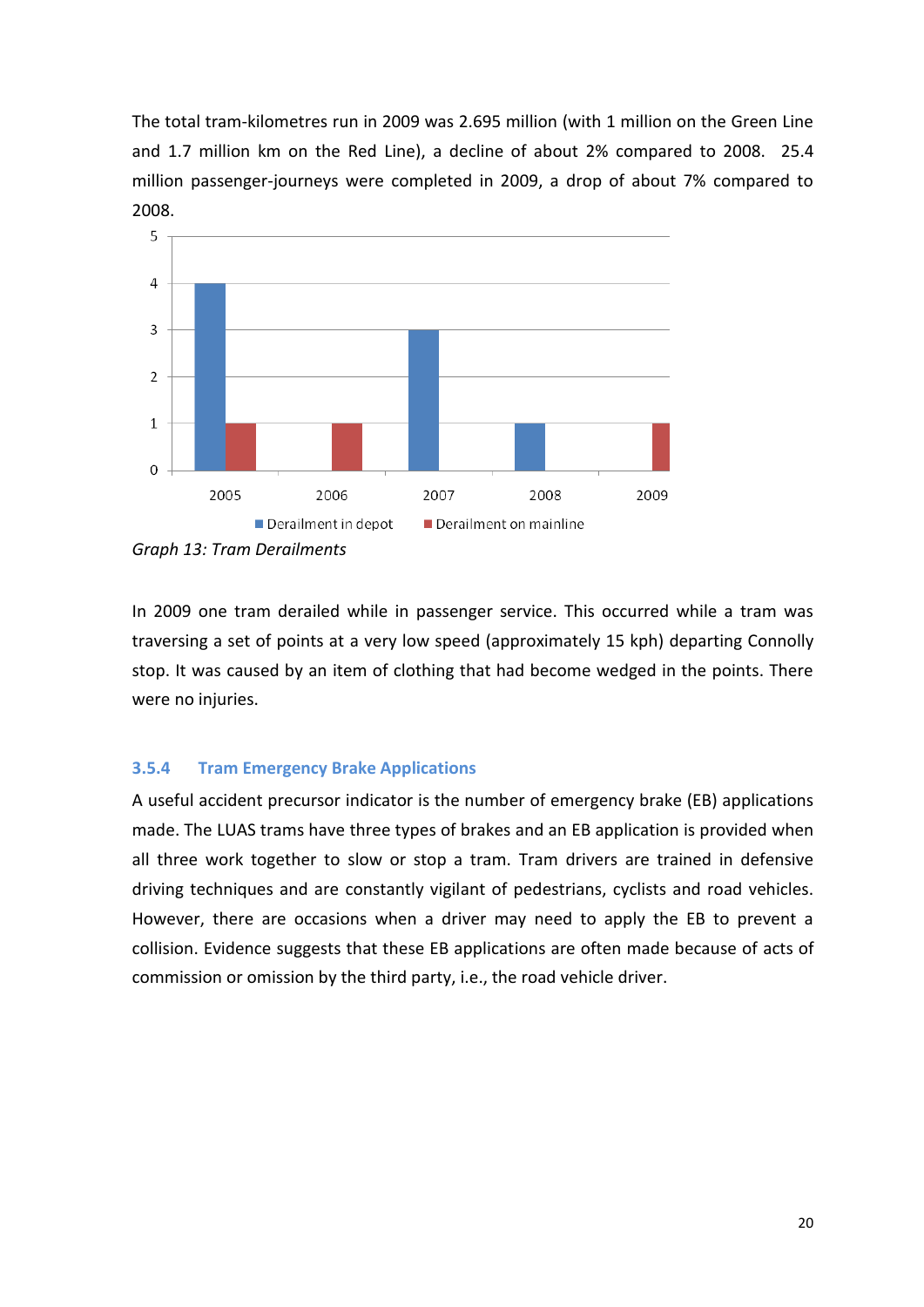The total tram-kilometres run in 2009 was 2.695 million (with 1 million on the Green Line and 1.7 million km on the Red Line), a decline of about 2% compared to 2008. 25.4 million passenger-journeys were completed in 2009, a drop of about 7% compared to 2008.

*Graph 13: Tram Derailments*

In 2009 one tram derailed while in passenger service. This occurred while a tram was traversing a set of points at a very low speed (approximately 15 kph) departing Connolly stop. It was caused by an item of clothing that had become wedged in the points. There were no injuries.

### 3.5.4 Tram Emergency Brake Applications

A useful accident precursor indicator is the number of emergency brake (EB) applications made. The LUAS trams have three types of brakes and an EB application is provided when all three work together to slow or stop a tram. Tram drivers are trained in defensive driving techniques and are constantly vigilant of pedestrians, cyclists and road vehicles. However, there are occasions when a driver may need to apply the EB to prevent a collision. Evidence suggests that these EB applications are often made because of acts of commission or omission by the third party, i.e., the road vehicle driver.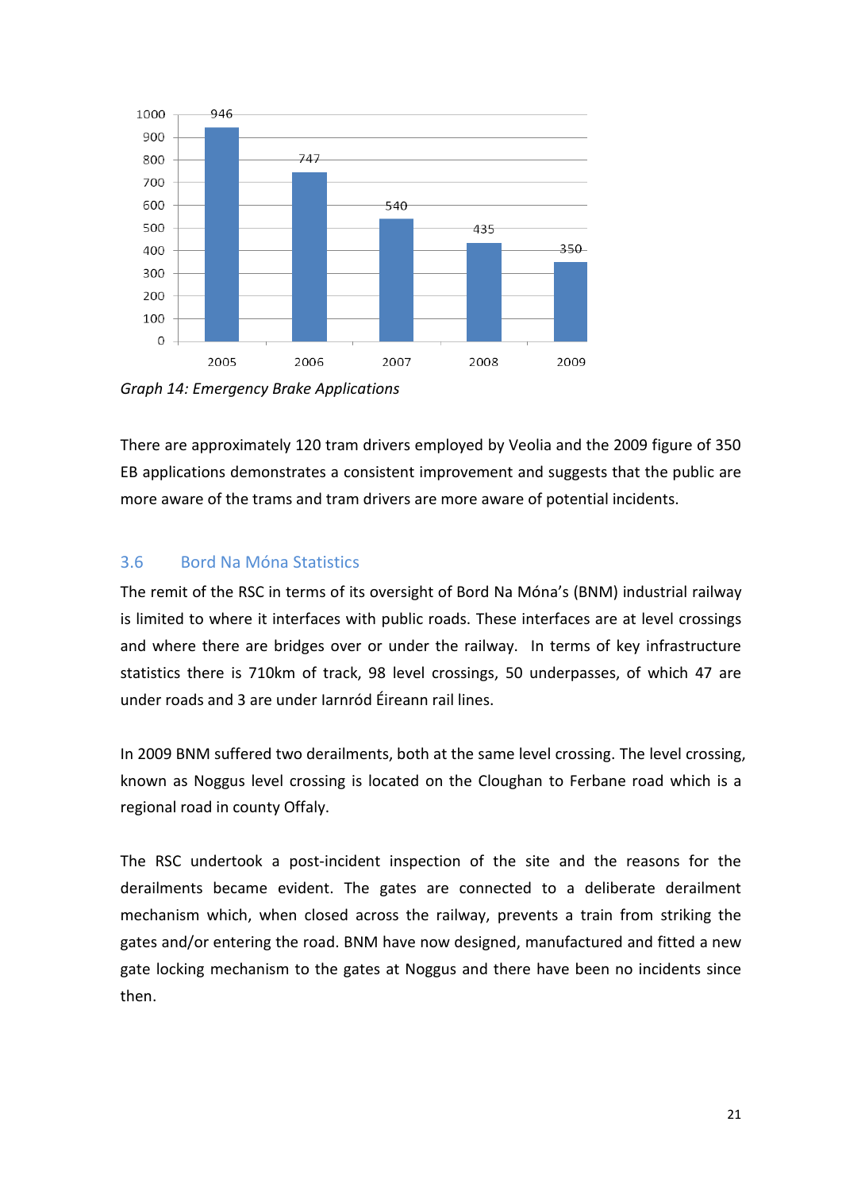| Year | Emergency Brake Applications |
| --- | --- |
| 2005 | 946 |
| 2006 | 747 |
| 2007 | 540 |
| 2008 | 435 |
| 2009 | 350 |

*Graph 14: Emergency Brake Applications*

There are approximately 120 tram drivers employed by Veolia and the 2009 figure of 350 EB applications demonstrates a consistent improvement and suggests that the public are more aware of the trams and tram drivers are more aware of potential incidents.

## 3.6 Bord Na Móna Statistics

The remit of the RSC in terms of its oversight of Bord Na Móna's (BNM) industrial railway is limited to where it interfaces with public roads. These interfaces are at level crossings and where there are bridges over or under the railway. In terms of key infrastructure statistics there is 710km of track, 98 level crossings, 50 underpasses, of which 47 are under roads and 3 are under Iarnród Éireann rail lines.

In 2009 BNM suffered two derailments, both at the same level crossing. The level crossing, known as Noggus level crossing is located on the Cloughan to Ferbane road which is a regional road in county Offaly.

The RSC undertook a post-incident inspection of the site and the reasons for the derailments became evident. The gates are connected to a deliberate derailment mechanism which, when closed across the railway, prevents a train from striking the gates and/or entering the road. BNM have now designed, manufactured and fitted a new gate locking mechanism to the gates at Noggus and there have been no incidents since then.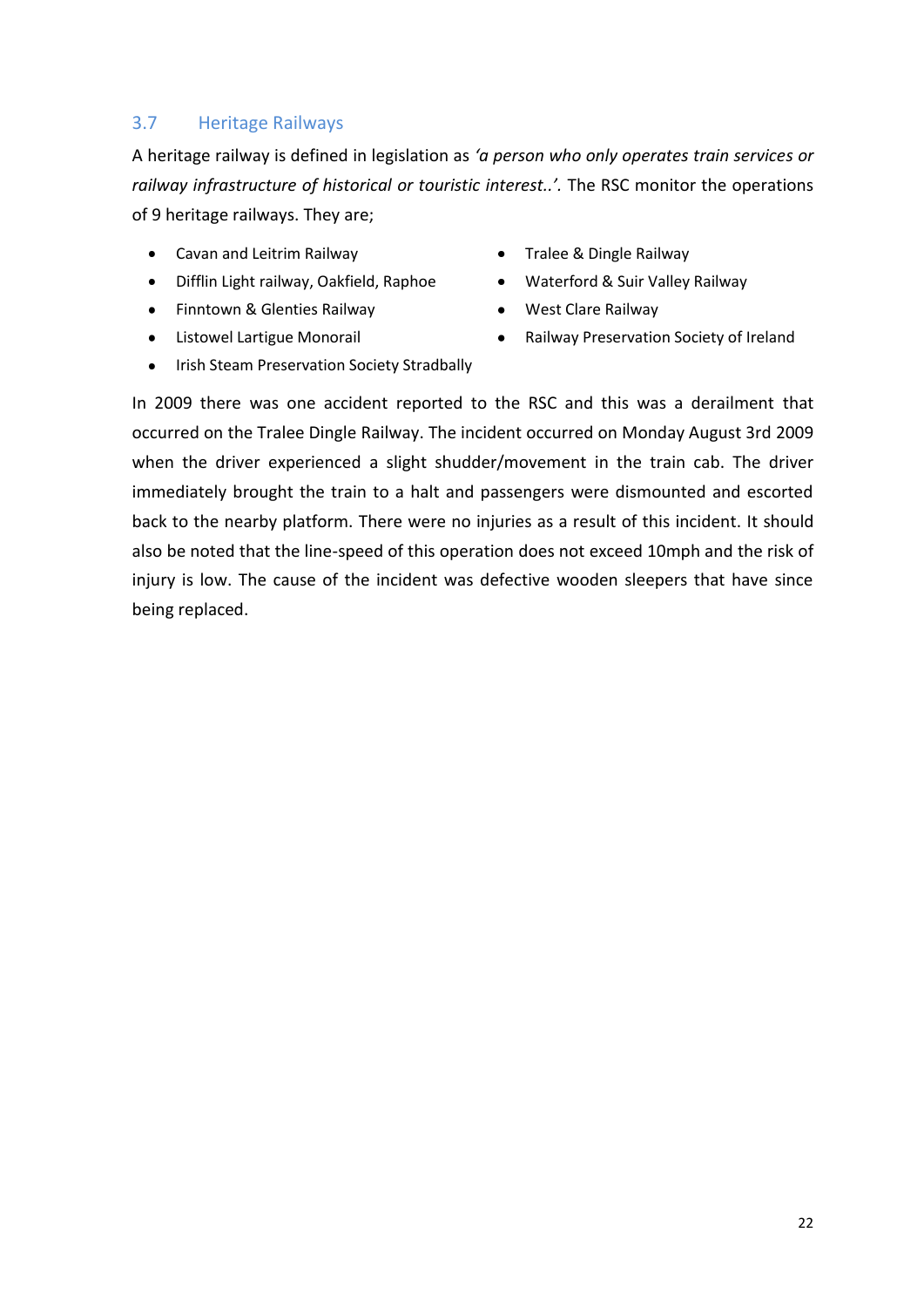## 3.7 Heritage Railways

A heritage railway is defined in legislation as *'a person who only operates train services or railway infrastructure of historical or touristic interest..'.* The RSC monitor the operations of 9 heritage railways. They are;

- Cavan and Leitrim Railway
- Difflin Light railway, Oakfield, Raphoe
- Finntown & Glenties Railway
- Listowel Lartigue Monorail
- Irish Steam Preservation Society Stradbally
- Tralee & Dingle Railway
- Waterford & Suir Valley Railway
- West Clare Railway
- Railway Preservation Society of Ireland

In 2009 there was one accident reported to the RSC and this was a derailment that occurred on the Tralee Dingle Railway. The incident occurred on Monday August 3rd 2009 when the driver experienced a slight shudder/movement in the train cab. The driver immediately brought the train to a halt and passengers were dismounted and escorted back to the nearby platform. There were no injuries as a result of this incident. It should also be noted that the line-speed of this operation does not exceed 10mph and the risk of injury is low. The cause of the incident was defective wooden sleepers that have since being replaced.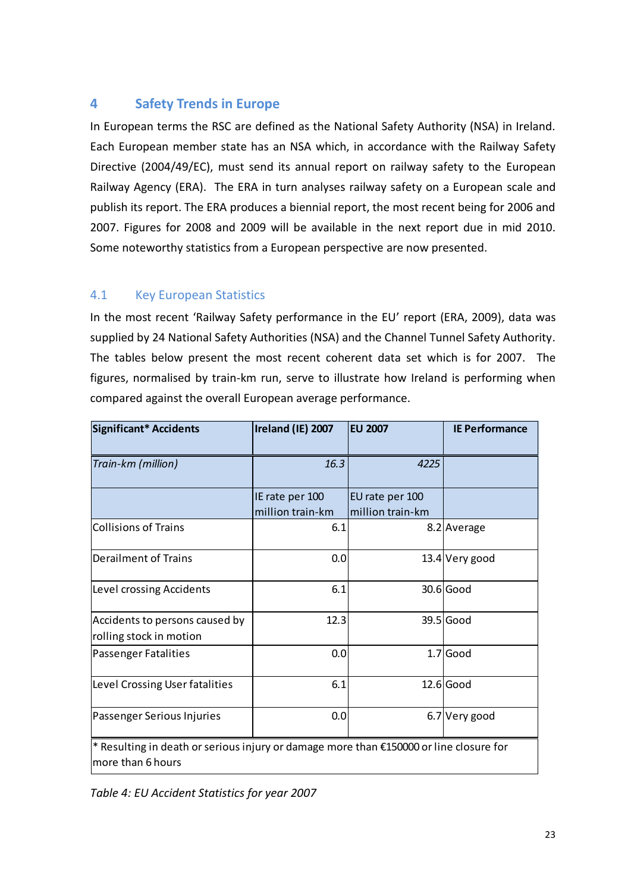## 4 Safety Trends in Europe

In European terms the RSC are defined as the National Safety Authority (NSA) in Ireland. Each European member state has an NSA which, in accordance with the Railway Safety Directive (2004/49/EC), must send its annual report on railway safety to the European Railway Agency (ERA). The ERA in turn analyses railway safety on a European scale and publish its report. The ERA produces a biennial report, the most recent being for 2006 and 2007. Figures for 2008 and 2009 will be available in the next report due in mid 2010. Some noteworthy statistics from a European perspective are now presented.

### 4.1 Key European Statistics

In the most recent 'Railway Safety performance in the EU' report (ERA, 2009), data was supplied by 24 National Safety Authorities (NSA) and the Channel Tunnel Safety Authority. The tables below present the most recent coherent data set which is for 2007. The figures, normalised by train-km run, serve to illustrate how Ireland is performing when compared against the overall European average performance.

| **Significant* Accidents** | **Ireland (IE) 2007** | **EU 2007** | **IE Performance** |
|---|---|---|---|
| *Train-km (million)* | *16.3* | *4225* | |
| | IE rate per 100 million train-km | EU rate per 100 million train-km | |
| Collisions of Trains | 6.1 | 8.2 | Average |
| Derailment of Trains | 0.0 | 13.4 | Very good |
| Level crossing Accidents | 6.1 | 30.6 | Good |
| Accidents to persons caused by rolling stock in motion | 12.3 | 39.5 | Good |
| Passenger Fatalities | 0.0 | 1.7 | Good |
| Level Crossing User fatalities | 6.1 | 12.6 | Good |
| Passenger Serious Injuries | 0.0 | 6.7 | Very good |
| * Resulting in death or serious injury or damage more than €150000 or line closure for more than 6 hours | | | |

*Table 4: EU Accident Statistics for year 2007*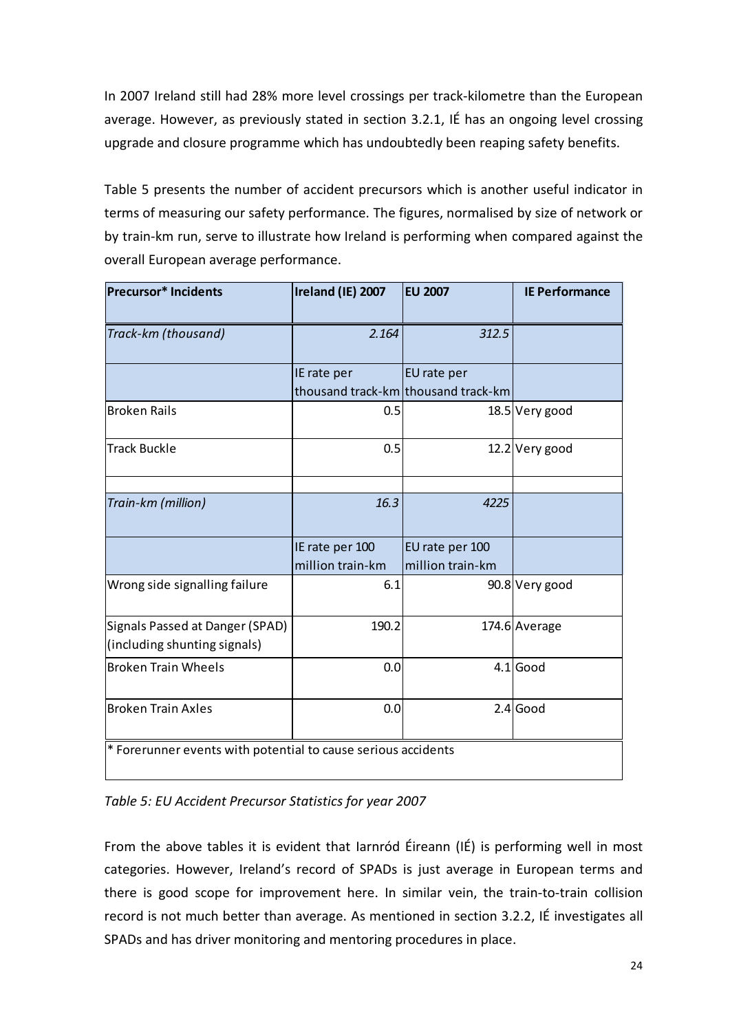In 2007 Ireland still had 28% more level crossings per track-kilometre than the European average. However, as previously stated in section 3.2.1, IÉ has an ongoing level crossing upgrade and closure programme which has undoubtedly been reaping safety benefits.

Table 5 presents the number of accident precursors which is another useful indicator in terms of measuring our safety performance. The figures, normalised by size of network or by train-km run, serve to illustrate how Ireland is performing when compared against the overall European average performance.

| **Precursor* Incidents** | **Ireland (IE) 2007** | **EU 2007** | **IE Performance** |
|---|---|---|---|
| *Track-km (thousand)* | *2.164* | *312.5* | |
| | IE rate per thousand track-km | EU rate per thousand track-km | |
| Broken Rails | 0.5 | 18.5 | Very good |
| Track Buckle | 0.5 | 12.2 | Very good |
| | | | |
| *Train-km (million)* | *16.3* | *4225* | |
| | IE rate per 100 million train-km | EU rate per 100 million train-km | |
| Wrong side signalling failure | 6.1 | 90.8 | Very good |
| Signals Passed at Danger (SPAD) (including shunting signals) | 190.2 | 174.6 | Average |
| Broken Train Wheels | 0.0 | 4.1 | Good |
| Broken Train Axles | 0.0 | 2.4 | Good |
| * Forerunner events with potential to cause serious accidents | | | |

*Table 5: EU Accident Precursor Statistics for year 2007*

From the above tables it is evident that Iarnród Éireann (IÉ) is performing well in most categories. However, Ireland's record of SPADs is just average in European terms and there is good scope for improvement here. In similar vein, the train-to-train collision record is not much better than average. As mentioned in section 3.2.2, IÉ investigates all SPADs and has driver monitoring and mentoring procedures in place.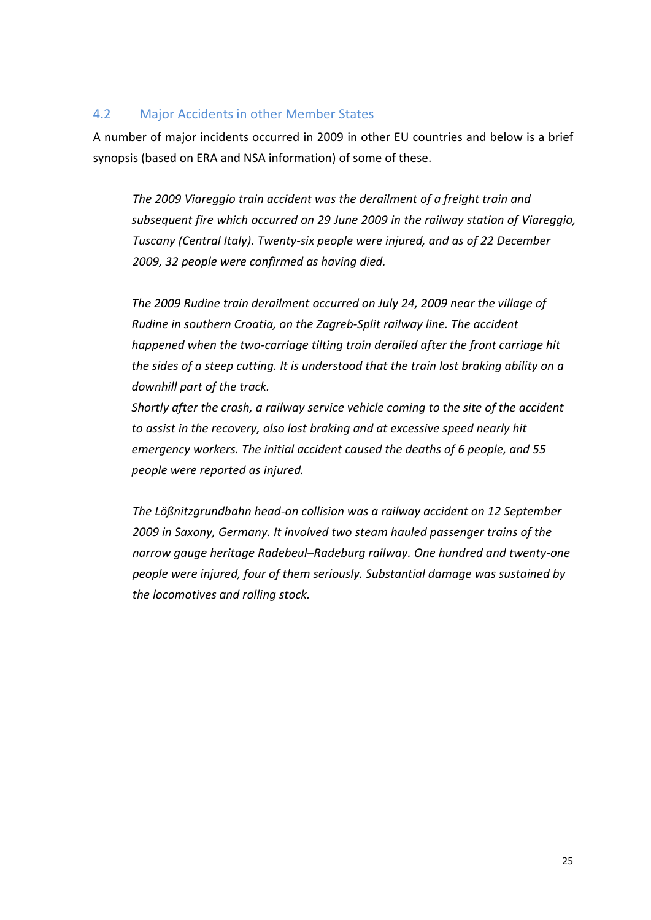## 4.2 Major Accidents in other Member States

A number of major incidents occurred in 2009 in other EU countries and below is a brief synopsis (based on ERA and NSA information) of some of these.

> *The 2009 Viareggio train accident was the derailment of a freight train and subsequent fire which occurred on 29 June 2009 in the railway station of Viareggio, Tuscany (Central Italy). Twenty-six people were injured, and as of 22 December 2009, 32 people were confirmed as having died.*
>
> *The 2009 Rudine train derailment occurred on July 24, 2009 near the village of Rudine in southern Croatia, on the Zagreb-Split railway line. The accident happened when the two-carriage tilting train derailed after the front carriage hit the sides of a steep cutting. It is understood that the train lost braking ability on a downhill part of the track.*
> *Shortly after the crash, a railway service vehicle coming to the site of the accident to assist in the recovery, also lost braking and at excessive speed nearly hit emergency workers. The initial accident caused the deaths of 6 people, and 55 people were reported as injured.*
>
> *The Lößnitzgrundbahn head-on collision was a railway accident on 12 September 2009 in Saxony, Germany. It involved two steam hauled passenger trains of the narrow gauge heritage Radebeul–Radeburg railway. One hundred and twenty-one people were injured, four of them seriously. Substantial damage was sustained by the locomotives and rolling stock.*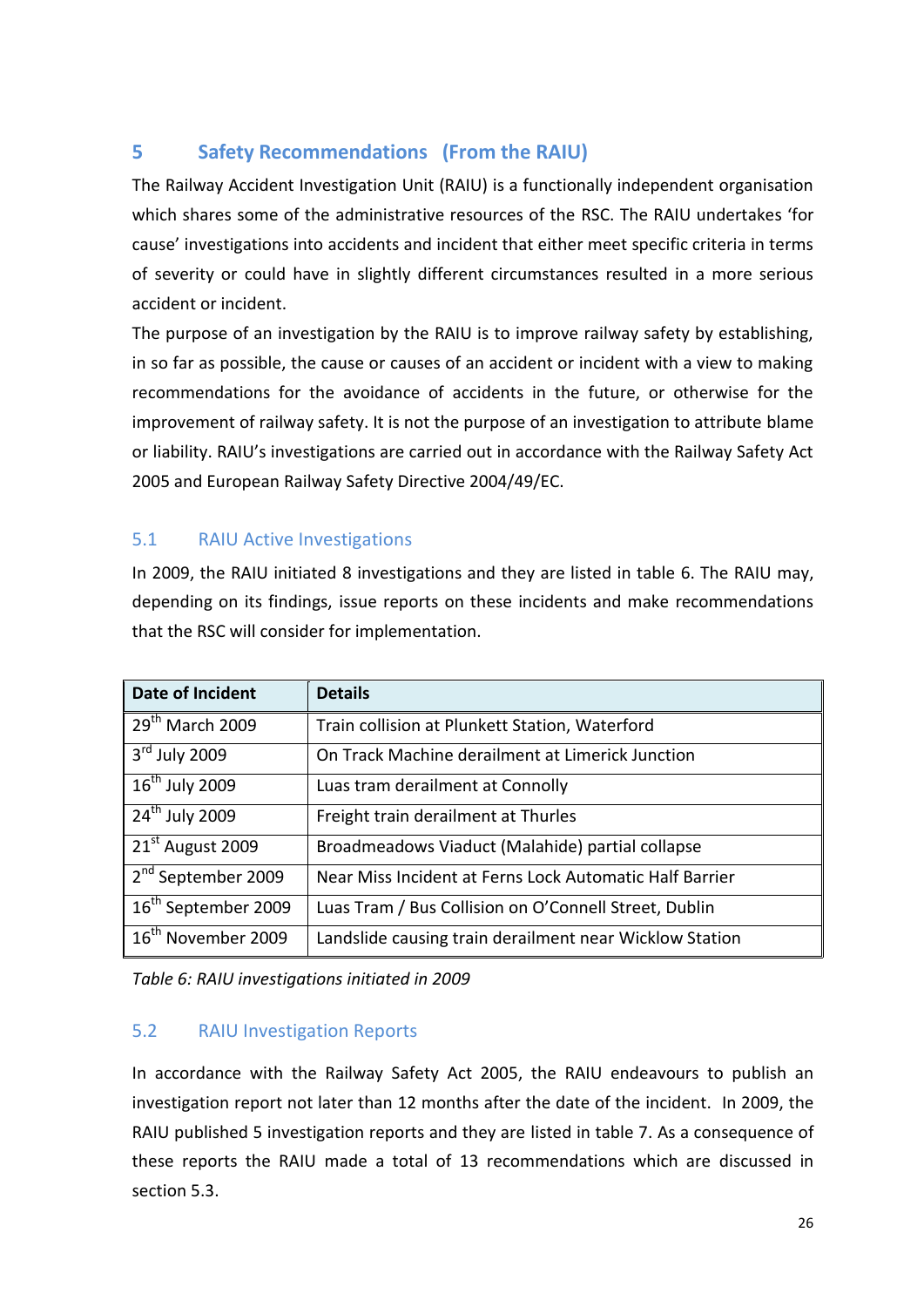## 5 Safety Recommendations (From the RAIU)

The Railway Accident Investigation Unit (RAIU) is a functionally independent organisation which shares some of the administrative resources of the RSC. The RAIU undertakes 'for cause' investigations into accidents and incident that either meet specific criteria in terms of severity or could have in slightly different circumstances resulted in a more serious accident or incident.

The purpose of an investigation by the RAIU is to improve railway safety by establishing, in so far as possible, the cause or causes of an accident or incident with a view to making recommendations for the avoidance of accidents in the future, or otherwise for the improvement of railway safety. It is not the purpose of an investigation to attribute blame or liability. RAIU's investigations are carried out in accordance with the Railway Safety Act 2005 and European Railway Safety Directive 2004/49/EC.

### 5.1 RAIU Active Investigations

In 2009, the RAIU initiated 8 investigations and they are listed in table 6. The RAIU may, depending on its findings, issue reports on these incidents and make recommendations that the RSC will consider for implementation.

| Date of Incident | Details |
|---|---|
| 29th March 2009 | Train collision at Plunkett Station, Waterford |
| 3rd July 2009 | On Track Machine derailment at Limerick Junction |
| 16th July 2009 | Luas tram derailment at Connolly |
| 24th July 2009 | Freight train derailment at Thurles |
| 21st August 2009 | Broadmeadows Viaduct (Malahide) partial collapse |
| 2nd September 2009 | Near Miss Incident at Ferns Lock Automatic Half Barrier |
| 16th September 2009 | Luas Tram / Bus Collision on O'Connell Street, Dublin |
| 16th November 2009 | Landslide causing train derailment near Wicklow Station |

*Table 6: RAIU investigations initiated in 2009*

### 5.2 RAIU Investigation Reports

In accordance with the Railway Safety Act 2005, the RAIU endeavours to publish an investigation report not later than 12 months after the date of the incident. In 2009, the RAIU published 5 investigation reports and they are listed in table 7. As a consequence of these reports the RAIU made a total of 13 recommendations which are discussed in section 5.3.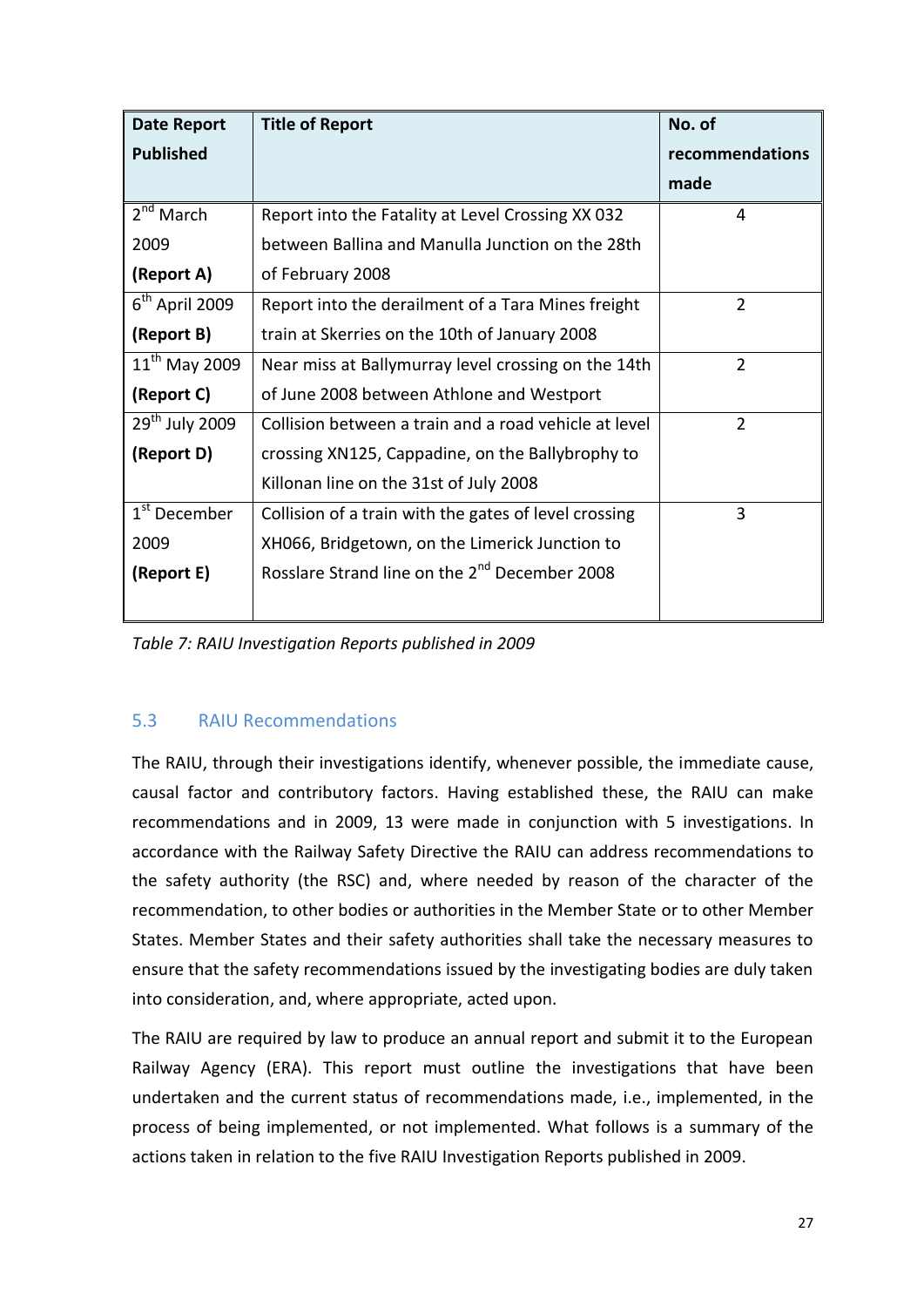| Date Report Published | Title of Report | No. of recommendations made |
|---|---|---|
| 2nd March 2009 **(Report A)** | Report into the Fatality at Level Crossing XX 032 between Ballina and Manulla Junction on the 28th of February 2008 | 4 |
| 6th April 2009 **(Report B)** | Report into the derailment of a Tara Mines freight train at Skerries on the 10th of January 2008 | 2 |
| 11th May 2009 **(Report C)** | Near miss at Ballymurray level crossing on the 14th of June 2008 between Athlone and Westport | 2 |
| 29th July 2009 **(Report D)** | Collision between a train and a road vehicle at level crossing XN125, Cappadine, on the Ballybrophy to Killonan line on the 31st of July 2008 | 2 |
| 1st December 2009 **(Report E)** | Collision of a train with the gates of level crossing XH066, Bridgetown, on the Limerick Junction to Rosslare Strand line on the 2nd December 2008 | 3 |

*Table 7: RAIU Investigation Reports published in 2009*

## 5.3 RAIU Recommendations

The RAIU, through their investigations identify, whenever possible, the immediate cause, causal factor and contributory factors. Having established these, the RAIU can make recommendations and in 2009, 13 were made in conjunction with 5 investigations. In accordance with the Railway Safety Directive the RAIU can address recommendations to the safety authority (the RSC) and, where needed by reason of the character of the recommendation, to other bodies or authorities in the Member State or to other Member States. Member States and their safety authorities shall take the necessary measures to ensure that the safety recommendations issued by the investigating bodies are duly taken into consideration, and, where appropriate, acted upon.

The RAIU are required by law to produce an annual report and submit it to the European Railway Agency (ERA). This report must outline the investigations that have been undertaken and the current status of recommendations made, i.e., implemented, in the process of being implemented, or not implemented. What follows is a summary of the actions taken in relation to the five RAIU Investigation Reports published in 2009.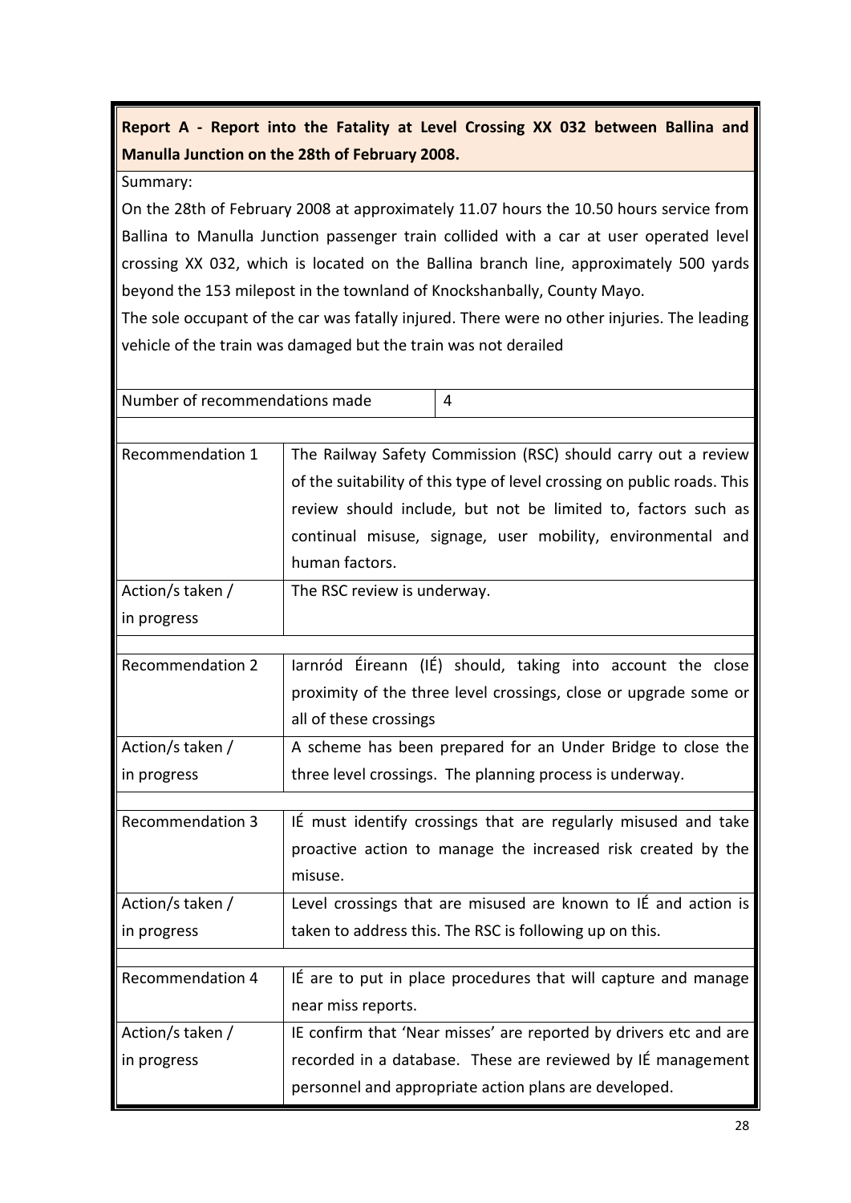**Report A - Report into the Fatality at Level Crossing XX 032 between Ballina and Manulla Junction on the 28th of February 2008.**

Summary:

On the 28th of February 2008 at approximately 11.07 hours the 10.50 hours service from Ballina to Manulla Junction passenger train collided with a car at user operated level crossing XX 032, which is located on the Ballina branch line, approximately 500 yards beyond the 153 milepost in the townland of Knockshanbally, County Mayo.

The sole occupant of the car was fatally injured. There were no other injuries. The leading vehicle of the train was damaged but the train was not derailed

| Number of recommendations made | 4 |
|---|---|

| | |
|---|---|
| Recommendation 1 | The Railway Safety Commission (RSC) should carry out a review of the suitability of this type of level crossing on public roads. This review should include, but not be limited to, factors such as continual misuse, signage, user mobility, environmental and human factors. |
| Action/s taken / in progress | The RSC review is underway. |
| Recommendation 2 | Iarnród Éireann (IÉ) should, taking into account the close proximity of the three level crossings, close or upgrade some or all of these crossings |
| Action/s taken / in progress | A scheme has been prepared for an Under Bridge to close the three level crossings. The planning process is underway. |
| Recommendation 3 | IÉ must identify crossings that are regularly misused and take proactive action to manage the increased risk created by the misuse. |
| Action/s taken / in progress | Level crossings that are misused are known to IÉ and action is taken to address this. The RSC is following up on this. |
| Recommendation 4 | IÉ are to put in place procedures that will capture and manage near miss reports. |
| Action/s taken / in progress | IE confirm that 'Near misses' are reported by drivers etc and are recorded in a database. These are reviewed by IÉ management personnel and appropriate action plans are developed. |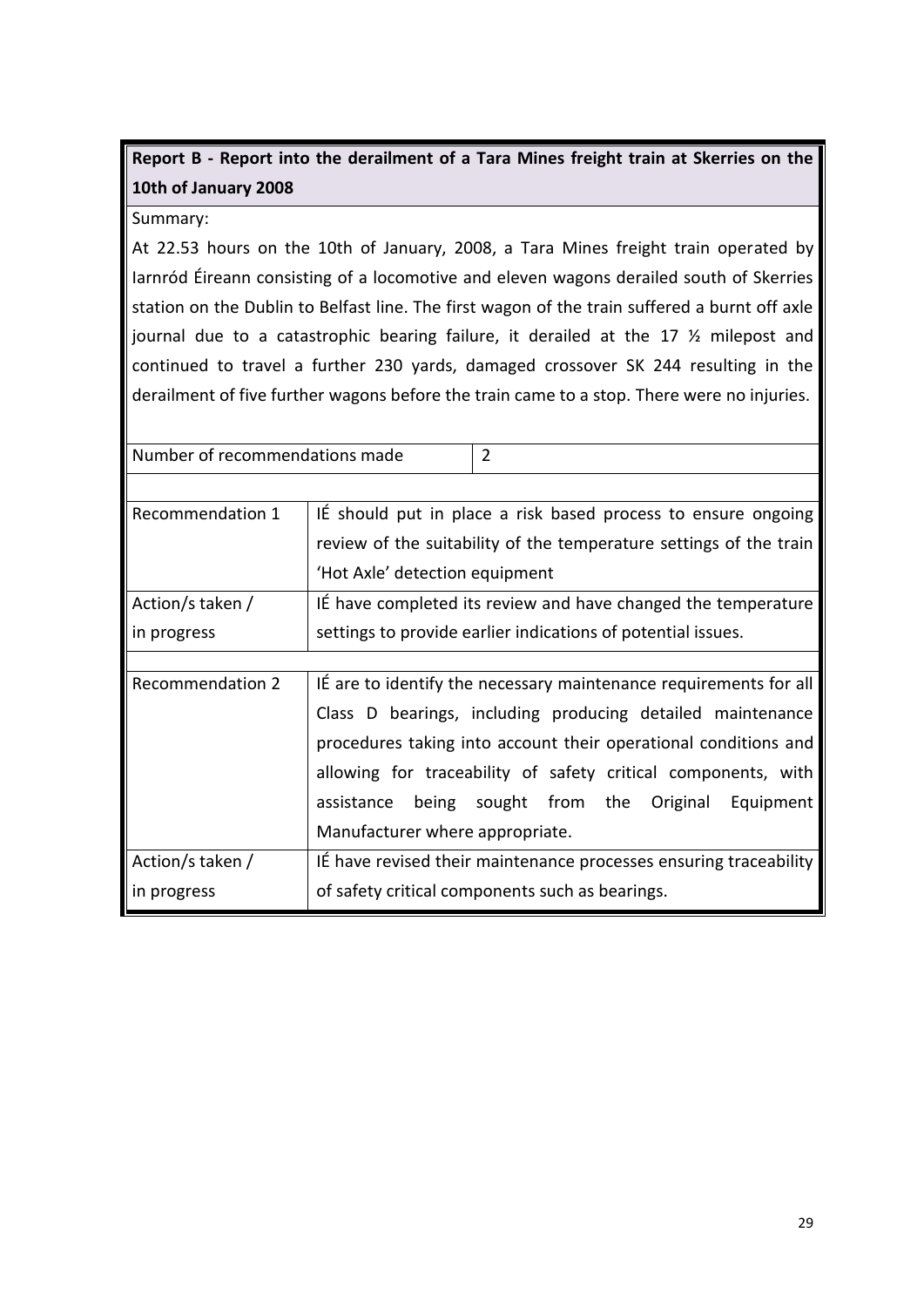**Report B - Report into the derailment of a Tara Mines freight train at Skerries on the 10th of January 2008**

Summary:

At 22.53 hours on the 10th of January, 2008, a Tara Mines freight train operated by Iarnród Éireann consisting of a locomotive and eleven wagons derailed south of Skerries station on the Dublin to Belfast line. The first wagon of the train suffered a burnt off axle journal due to a catastrophic bearing failure, it derailed at the 17 ½ milepost and continued to travel a further 230 yards, damaged crossover SK 244 resulting in the derailment of five further wagons before the train came to a stop. There were no injuries.

| Number of recommendations made | 2 |
|---|---|

| | |
|---|---|
| Recommendation 1 | IÉ should put in place a risk based process to ensure ongoing review of the suitability of the temperature settings of the train 'Hot Axle' detection equipment |
| Action/s taken / in progress | IÉ have completed its review and have changed the temperature settings to provide earlier indications of potential issues. |
| Recommendation 2 | IÉ are to identify the necessary maintenance requirements for all Class D bearings, including producing detailed maintenance procedures taking into account their operational conditions and allowing for traceability of safety critical components, with assistance being sought from the Original Equipment Manufacturer where appropriate. |
| Action/s taken / in progress | IÉ have revised their maintenance processes ensuring traceability of safety critical components such as bearings. |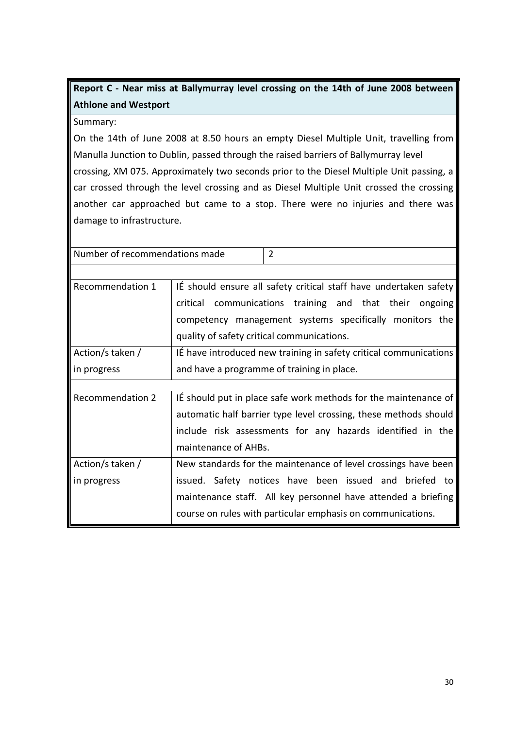**Report C - Near miss at Ballymurray level crossing on the 14th of June 2008 between Athlone and Westport**

Summary:

On the 14th of June 2008 at 8.50 hours an empty Diesel Multiple Unit, travelling from Manulla Junction to Dublin, passed through the raised barriers of Ballymurray level crossing, XM 075. Approximately two seconds prior to the Diesel Multiple Unit passing, a car crossed through the level crossing and as Diesel Multiple Unit crossed the crossing another car approached but came to a stop. There were no injuries and there was damage to infrastructure.

| Number of recommendations made | 2 |
|---|---|

| | |
|---|---|
| Recommendation 1 | IÉ should ensure all safety critical staff have undertaken safety critical communications training and that their ongoing competency management systems specifically monitors the quality of safety critical communications. |
| Action/s taken / in progress | IÉ have introduced new training in safety critical communications and have a programme of training in place. |
| Recommendation 2 | IÉ should put in place safe work methods for the maintenance of automatic half barrier type level crossing, these methods should include risk assessments for any hazards identified in the maintenance of AHBs. |
| Action/s taken / in progress | New standards for the maintenance of level crossings have been issued. Safety notices have been issued and briefed to maintenance staff. All key personnel have attended a briefing course on rules with particular emphasis on communications. |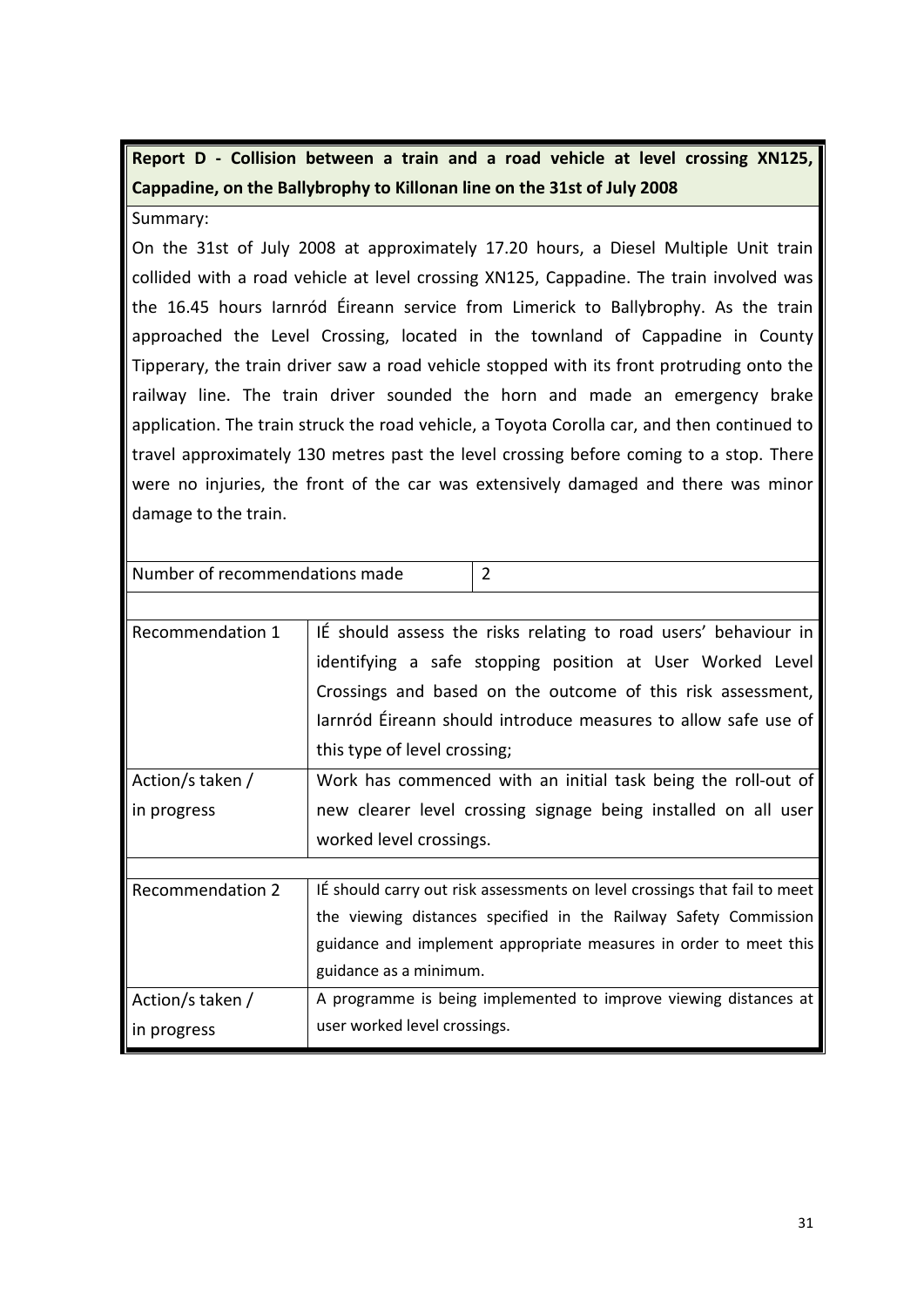**Report D - Collision between a train and a road vehicle at level crossing XN125, Cappadine, on the Ballybrophy to Killonan line on the 31st of July 2008**

Summary:

On the 31st of July 2008 at approximately 17.20 hours, a Diesel Multiple Unit train collided with a road vehicle at level crossing XN125, Cappadine. The train involved was the 16.45 hours Iarnród Éireann service from Limerick to Ballybrophy. As the train approached the Level Crossing, located in the townland of Cappadine in County Tipperary, the train driver saw a road vehicle stopped with its front protruding onto the railway line. The train driver sounded the horn and made an emergency brake application. The train struck the road vehicle, a Toyota Corolla car, and then continued to travel approximately 130 metres past the level crossing before coming to a stop. There were no injuries, the front of the car was extensively damaged and there was minor damage to the train.

| Number of recommendations made | 2 |
|---|---|

| | |
|---|---|
| Recommendation 1 | IÉ should assess the risks relating to road users' behaviour in identifying a safe stopping position at User Worked Level Crossings and based on the outcome of this risk assessment, Iarnród Éireann should introduce measures to allow safe use of this type of level crossing; |
| Action/s taken / in progress | Work has commenced with an initial task being the roll-out of new clearer level crossing signage being installed on all user worked level crossings. |
| Recommendation 2 | IÉ should carry out risk assessments on level crossings that fail to meet the viewing distances specified in the Railway Safety Commission guidance and implement appropriate measures in order to meet this guidance as a minimum. |
| Action/s taken / in progress | A programme is being implemented to improve viewing distances at user worked level crossings. |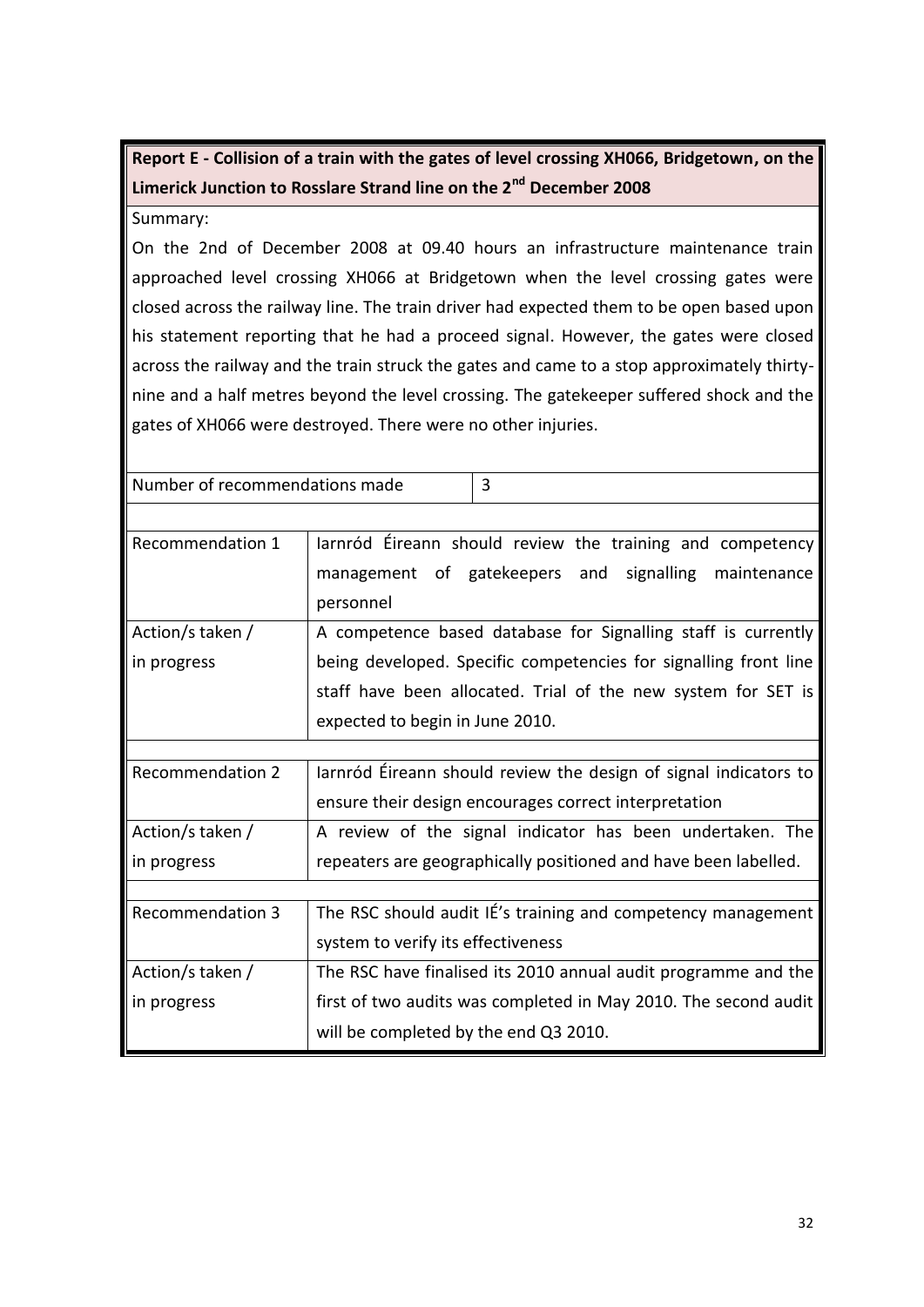**Report E - Collision of a train with the gates of level crossing XH066, Bridgetown, on the Limerick Junction to Rosslare Strand line on the 2nd December 2008**

Summary:

On the 2nd of December 2008 at 09.40 hours an infrastructure maintenance train approached level crossing XH066 at Bridgetown when the level crossing gates were closed across the railway line. The train driver had expected them to be open based upon his statement reporting that he had a proceed signal. However, the gates were closed across the railway and the train struck the gates and came to a stop approximately thirty-nine and a half metres beyond the level crossing. The gatekeeper suffered shock and the gates of XH066 were destroyed. There were no other injuries.

| Number of recommendations made | 3 |
|---|---|

| | |
|---|---|
| Recommendation 1 | Iarnród Éireann should review the training and competency management of gatekeepers and signalling maintenance personnel |
| Action/s taken / in progress | A competence based database for Signalling staff is currently being developed. Specific competencies for signalling front line staff have been allocated. Trial of the new system for SET is expected to begin in June 2010. |
| Recommendation 2 | Iarnród Éireann should review the design of signal indicators to ensure their design encourages correct interpretation |
| Action/s taken / in progress | A review of the signal indicator has been undertaken. The repeaters are geographically positioned and have been labelled. |
| Recommendation 3 | The RSC should audit IÉ's training and competency management system to verify its effectiveness |
| Action/s taken / in progress | The RSC have finalised its 2010 annual audit programme and the first of two audits was completed in May 2010. The second audit will be completed by the end Q3 2010. |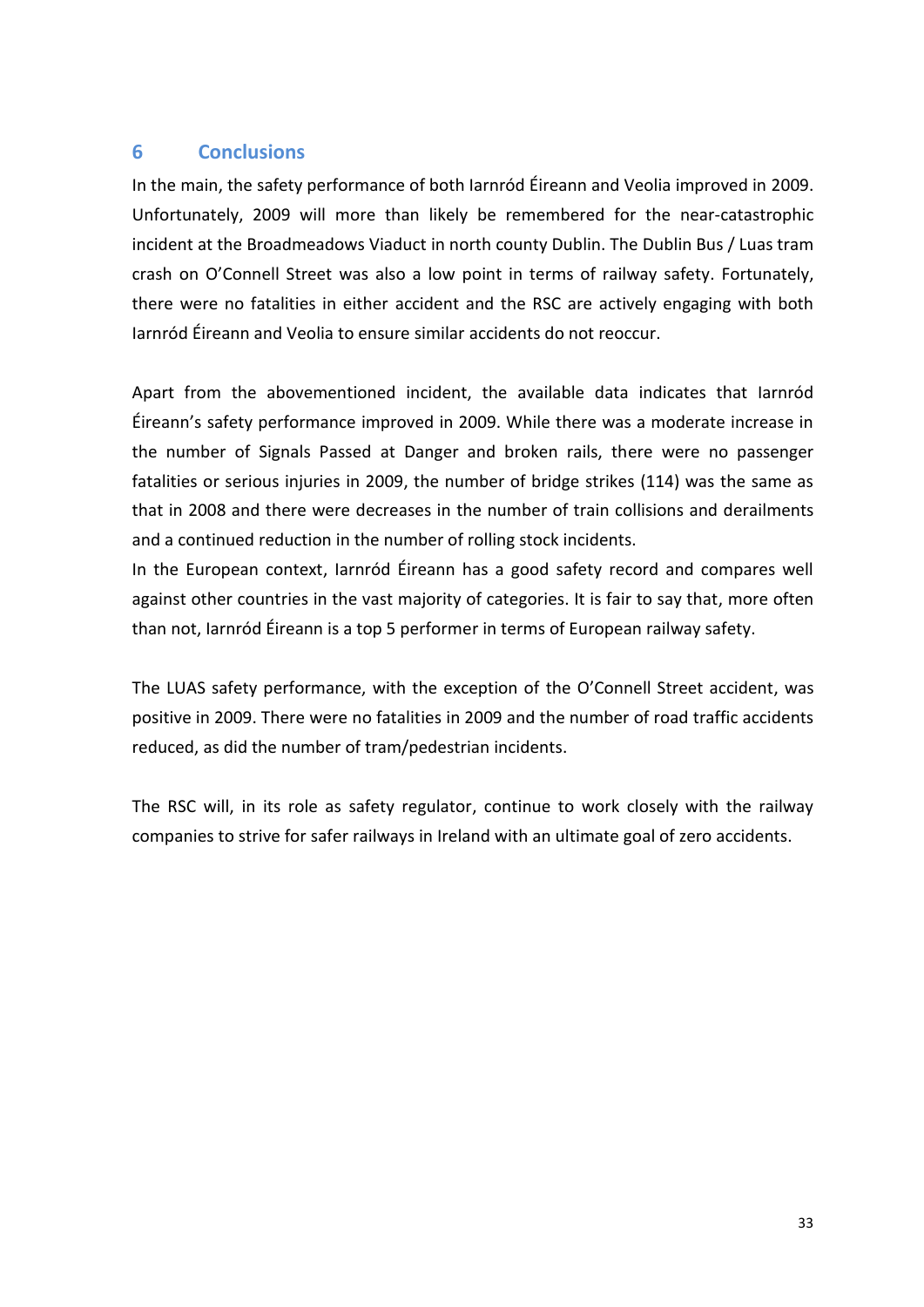## 6 Conclusions

In the main, the safety performance of both Iarnród Éireann and Veolia improved in 2009. Unfortunately, 2009 will more than likely be remembered for the near-catastrophic incident at the Broadmeadows Viaduct in north county Dublin. The Dublin Bus / Luas tram crash on O'Connell Street was also a low point in terms of railway safety. Fortunately, there were no fatalities in either accident and the RSC are actively engaging with both Iarnród Éireann and Veolia to ensure similar accidents do not reoccur.

Apart from the abovementioned incident, the available data indicates that Iarnród Éireann's safety performance improved in 2009. While there was a moderate increase in the number of Signals Passed at Danger and broken rails, there were no passenger fatalities or serious injuries in 2009, the number of bridge strikes (114) was the same as that in 2008 and there were decreases in the number of train collisions and derailments and a continued reduction in the number of rolling stock incidents.

In the European context, Iarnród Éireann has a good safety record and compares well against other countries in the vast majority of categories. It is fair to say that, more often than not, Iarnród Éireann is a top 5 performer in terms of European railway safety.

The LUAS safety performance, with the exception of the O'Connell Street accident, was positive in 2009. There were no fatalities in 2009 and the number of road traffic accidents reduced, as did the number of tram/pedestrian incidents.

The RSC will, in its role as safety regulator, continue to work closely with the railway companies to strive for safer railways in Ireland with an ultimate goal of zero accidents.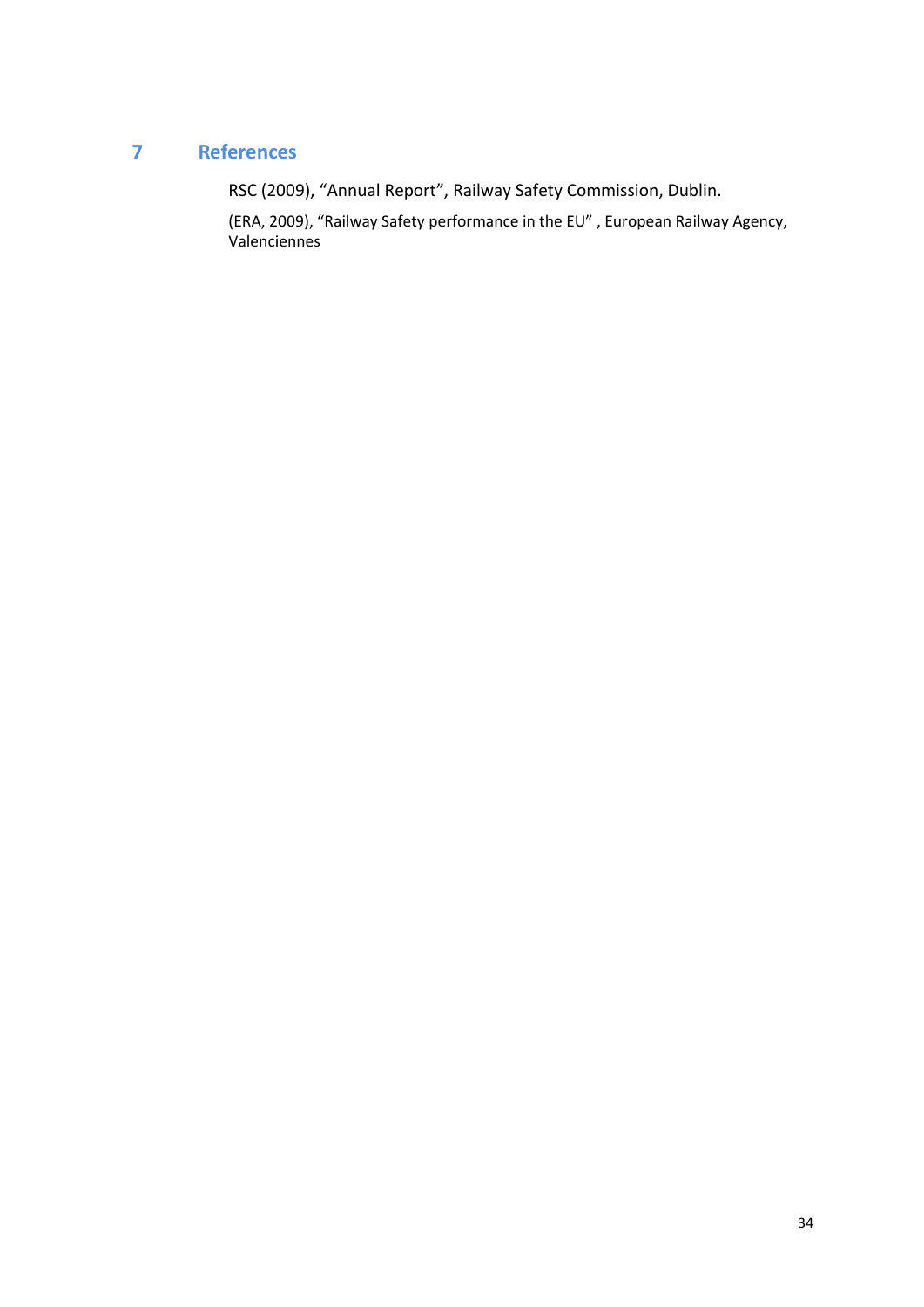# 7 References

RSC (2009), “Annual Report”, Railway Safety Commission, Dublin.

(ERA, 2009), “Railway Safety performance in the EU” , European Railway Agency, Valenciennes